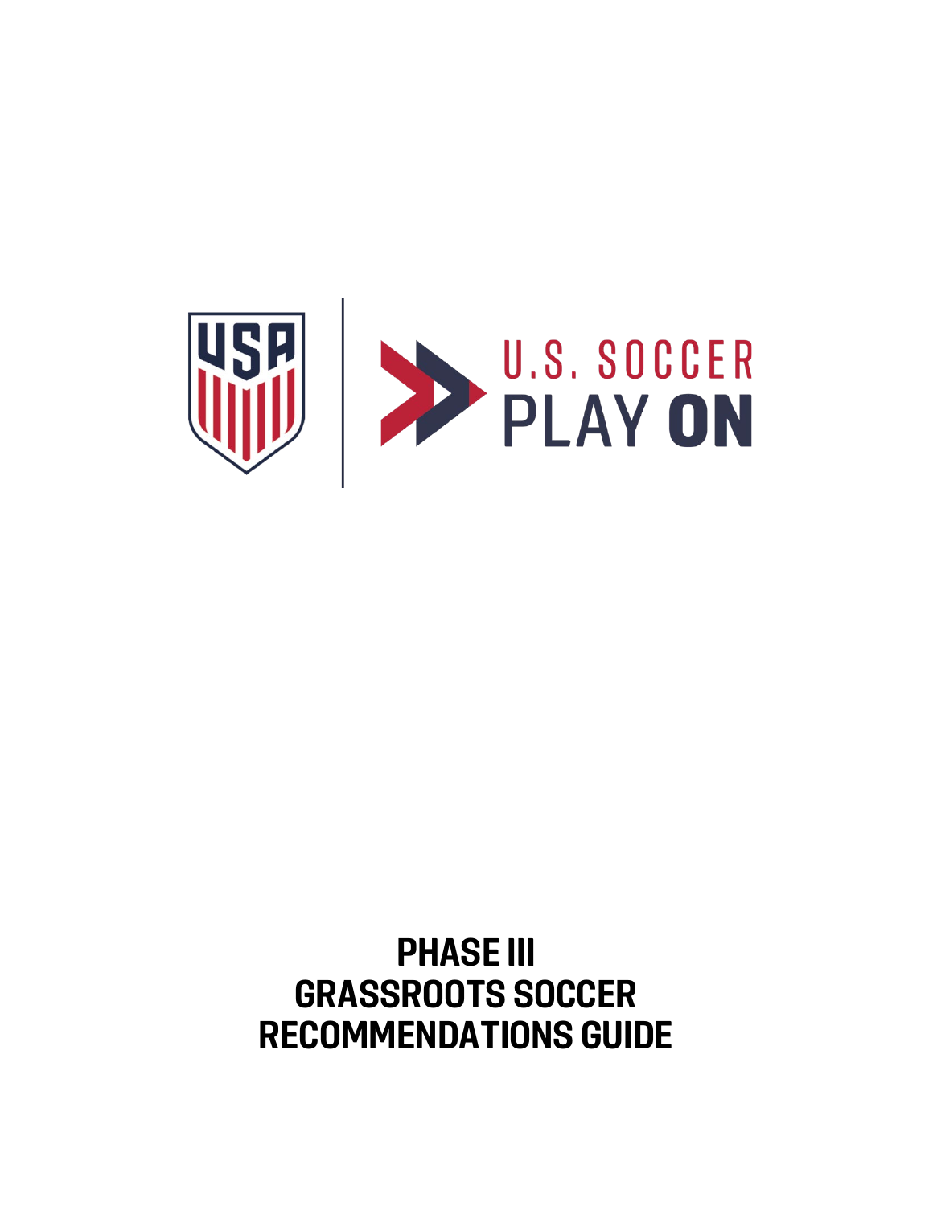U.S. SOCCER PLAY ON

# PHASE III GRASSROOTS SOCCER RECOMMENDATIONS GUIDE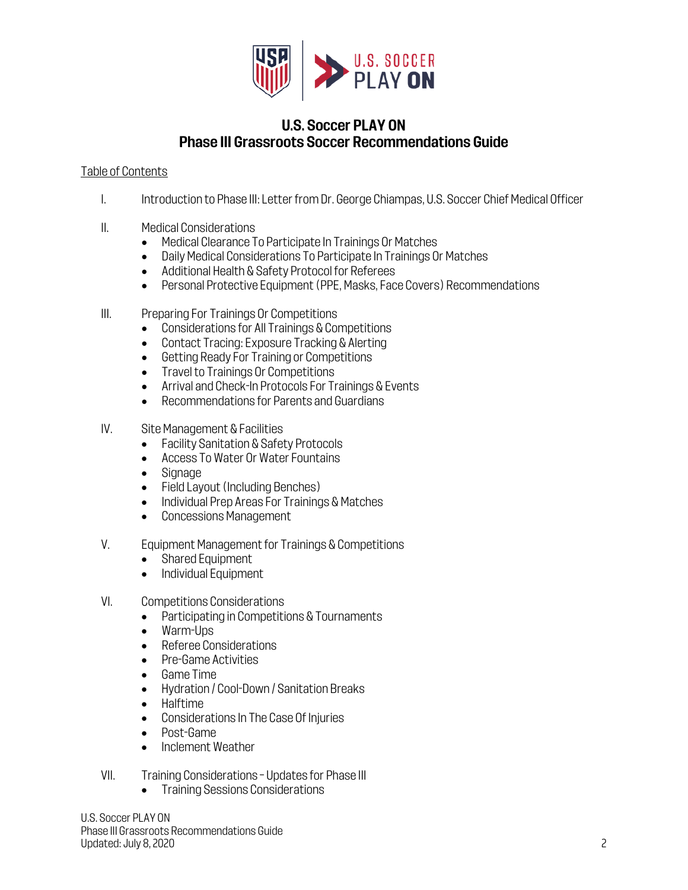# U.S. Soccer PLAY ON
# Phase III Grassroots Soccer Recommendations Guide

Table of Contents

I. Introduction to Phase III: Letter from Dr. George Chiampas, U.S. Soccer Chief Medical Officer

II. Medical Considerations
- Medical Clearance To Participate In Trainings Or Matches
- Daily Medical Considerations To Participate In Trainings Or Matches
- Additional Health & Safety Protocol for Referees
- Personal Protective Equipment (PPE, Masks, Face Covers) Recommendations

III. Preparing For Trainings Or Competitions
- Considerations for All Trainings & Competitions
- Contact Tracing: Exposure Tracking & Alerting
- Getting Ready For Training or Competitions
- Travel to Trainings Or Competitions
- Arrival and Check-In Protocols For Trainings & Events
- Recommendations for Parents and Guardians

IV. Site Management & Facilities
- Facility Sanitation & Safety Protocols
- Access To Water Or Water Fountains
- Signage
- Field Layout (Including Benches)
- Individual Prep Areas For Trainings & Matches
- Concessions Management

V. Equipment Management for Trainings & Competitions
- Shared Equipment
- Individual Equipment

VI. Competitions Considerations
- Participating in Competitions & Tournaments
- Warm-Ups
- Referee Considerations
- Pre-Game Activities
- Game Time
- Hydration / Cool-Down / Sanitation Breaks
- Halftime
- Considerations In The Case Of Injuries
- Post-Game
- Inclement Weather

VII. Training Considerations – Updates for Phase III
- Training Sessions Considerations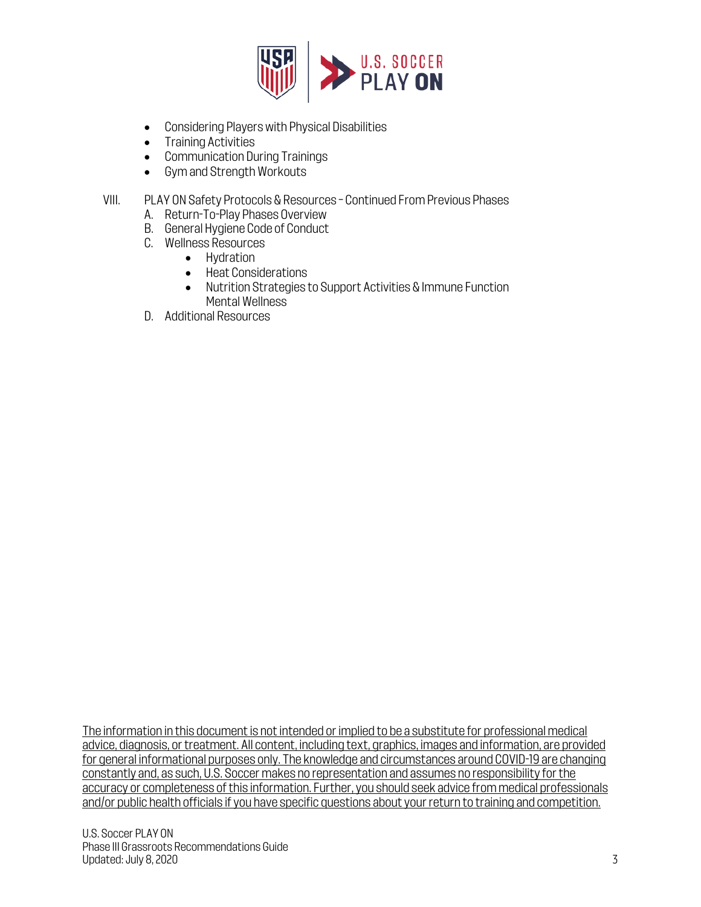- Considering Players with Physical Disabilities
- Training Activities
- Communication During Trainings
- Gym and Strength Workouts

VIII. PLAY ON Safety Protocols & Resources – Continued From Previous Phases

A. Return-To-Play Phases Overview

B. General Hygiene Code of Conduct

C. Wellness Resources

- Hydration
- Heat Considerations
- Nutrition Strategies to Support Activities & Immune Function
  Mental Wellness

D. Additional Resources

The information in this document is not intended or implied to be a substitute for professional medical advice, diagnosis, or treatment. All content, including text, graphics, images and information, are provided for general informational purposes only. The knowledge and circumstances around COVID-19 are changing constantly and, as such, U.S. Soccer makes no representation and assumes no responsibility for the accuracy or completeness of this information. Further, you should seek advice from medical professionals and/or public health officials if you have specific questions about your return to training and competition.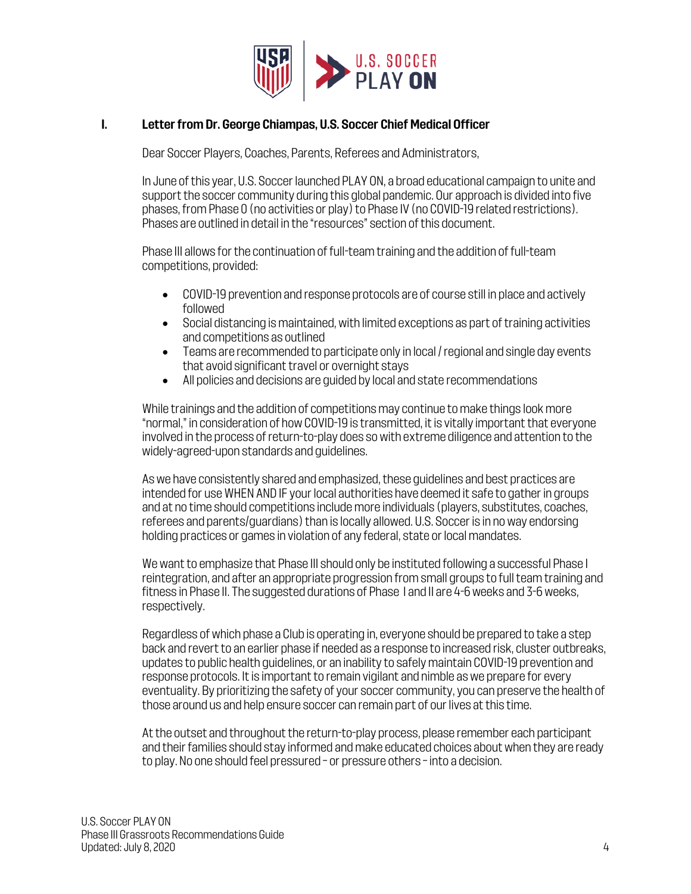## I. Letter from Dr. George Chiampas, U.S. Soccer Chief Medical Officer

Dear Soccer Players, Coaches, Parents, Referees and Administrators,

In June of this year, U.S. Soccer launched PLAY ON, a broad educational campaign to unite and support the soccer community during this global pandemic. Our approach is divided into five phases, from Phase 0 (no activities or play) to Phase IV (no COVID-19 related restrictions). Phases are outlined in detail in the "resources" section of this document.

Phase III allows for the continuation of full-team training and the addition of full-team competitions, provided:

- COVID-19 prevention and response protocols are of course still in place and actively followed
- Social distancing is maintained, with limited exceptions as part of training activities and competitions as outlined
- Teams are recommended to participate only in local / regional and single day events that avoid significant travel or overnight stays
- All policies and decisions are guided by local and state recommendations

While trainings and the addition of competitions may continue to make things look more "normal," in consideration of how COVID-19 is transmitted, it is vitally important that everyone involved in the process of return-to-play does so with extreme diligence and attention to the widely-agreed-upon standards and guidelines.

As we have consistently shared and emphasized, these guidelines and best practices are intended for use WHEN AND IF your local authorities have deemed it safe to gather in groups and at no time should competitions include more individuals (players, substitutes, coaches, referees and parents/guardians) than is locally allowed. U.S. Soccer is in no way endorsing holding practices or games in violation of any federal, state or local mandates.

We want to emphasize that Phase III should only be instituted following a successful Phase I reintegration, and after an appropriate progression from small groups to full team training and fitness in Phase II. The suggested durations of Phase I and II are 4-6 weeks and 3-6 weeks, respectively.

Regardless of which phase a Club is operating in, everyone should be prepared to take a step back and revert to an earlier phase if needed as a response to increased risk, cluster outbreaks, updates to public health guidelines, or an inability to safely maintain COVID-19 prevention and response protocols. It is important to remain vigilant and nimble as we prepare for every eventuality. By prioritizing the safety of your soccer community, you can preserve the health of those around us and help ensure soccer can remain part of our lives at this time.

At the outset and throughout the return-to-play process, please remember each participant and their families should stay informed and make educated choices about when they are ready to play. No one should feel pressured – or pressure others – into a decision.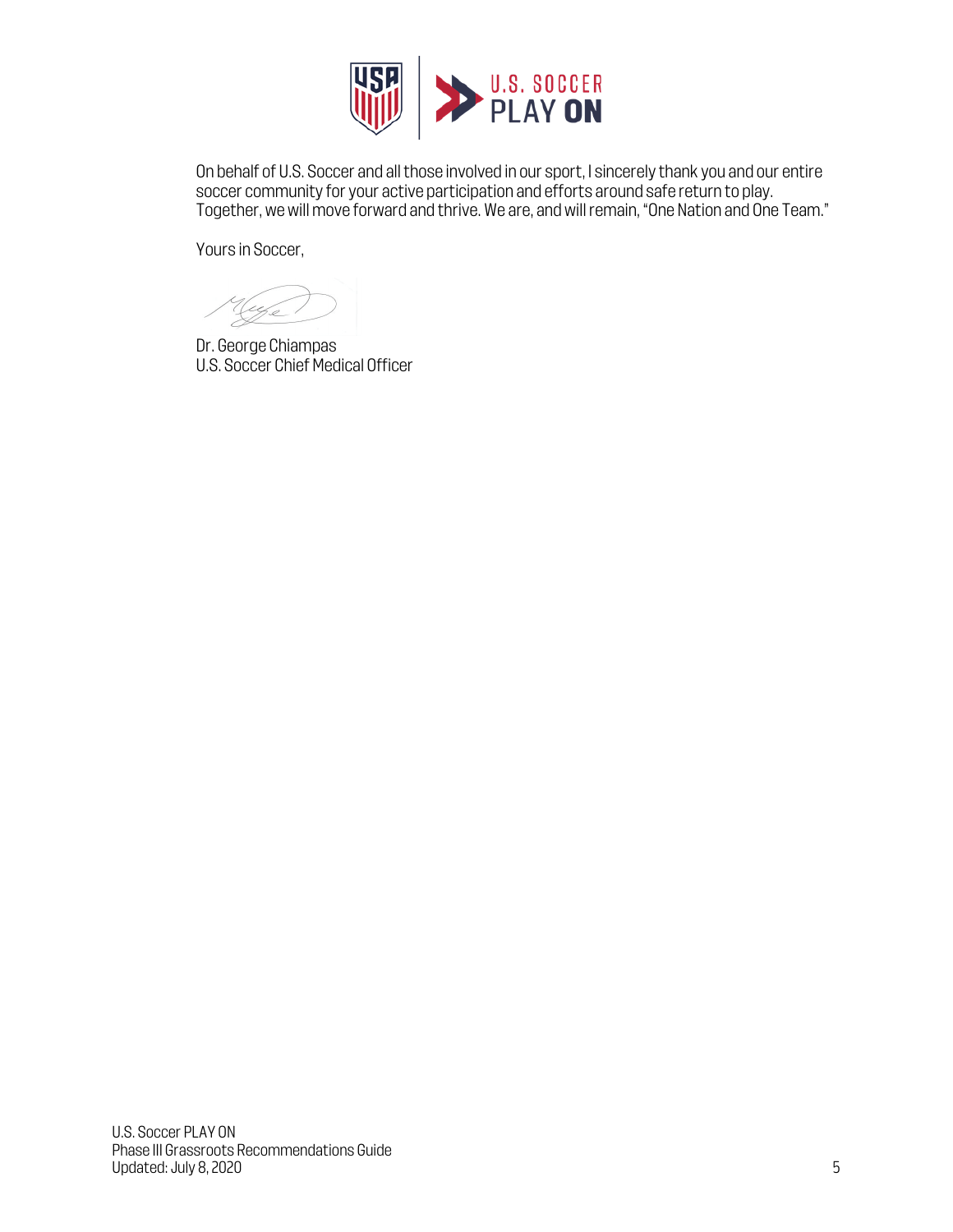On behalf of U.S. Soccer and all those involved in our sport, I sincerely thank you and our entire soccer community for your active participation and efforts around safe return to play. Together, we will move forward and thrive. We are, and will remain, "One Nation and One Team."

Yours in Soccer,

Dr. George Chiampas
U.S. Soccer Chief Medical Officer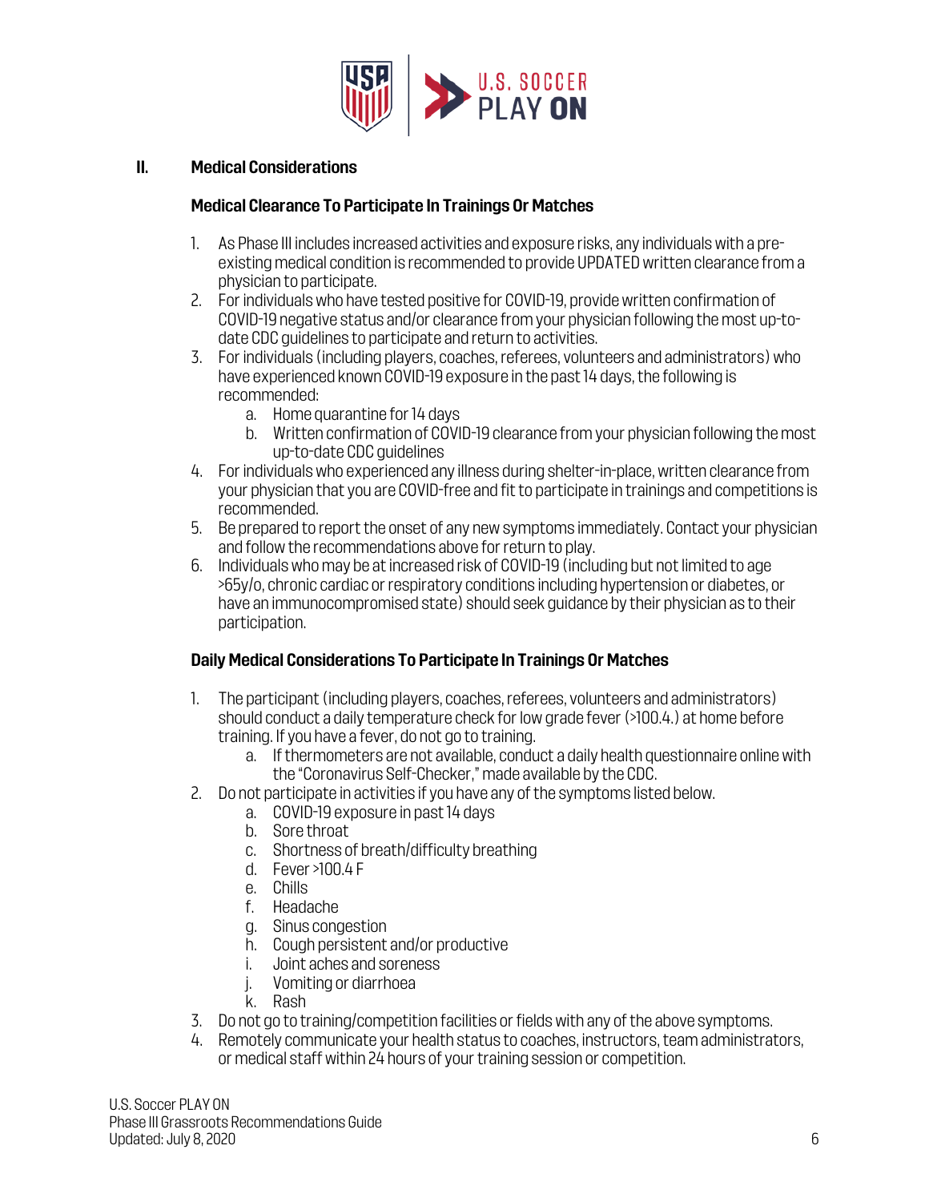## II. Medical Considerations

### Medical Clearance To Participate In Trainings Or Matches

1. As Phase III includes increased activities and exposure risks, any individuals with a pre-existing medical condition is recommended to provide UPDATED written clearance from a physician to participate.
2. For individuals who have tested positive for COVID-19, provide written confirmation of COVID-19 negative status and/or clearance from your physician following the most up-to-date CDC guidelines to participate and return to activities.
3. For individuals (including players, coaches, referees, volunteers and administrators) who have experienced known COVID-19 exposure in the past 14 days, the following is recommended:
   a. Home quarantine for 14 days
   b. Written confirmation of COVID-19 clearance from your physician following the most up-to-date CDC guidelines
4. For individuals who experienced any illness during shelter-in-place, written clearance from your physician that you are COVID-free and fit to participate in trainings and competitions is recommended.
5. Be prepared to report the onset of any new symptoms immediately. Contact your physician and follow the recommendations above for return to play.
6. Individuals who may be at increased risk of COVID-19 (including but not limited to age >65y/o, chronic cardiac or respiratory conditions including hypertension or diabetes, or have an immunocompromised state) should seek guidance by their physician as to their participation.

### Daily Medical Considerations To Participate In Trainings Or Matches

1. The participant (including players, coaches, referees, volunteers and administrators) should conduct a daily temperature check for low grade fever (>100.4.) at home before training. If you have a fever, do not go to training.
   a. If thermometers are not available, conduct a daily health questionnaire online with the "Coronavirus Self-Checker," made available by the CDC.
2. Do not participate in activities if you have any of the symptoms listed below.
   a. COVID-19 exposure in past 14 days
   b. Sore throat
   c. Shortness of breath/difficulty breathing
   d. Fever >100.4 F
   e. Chills
   f. Headache
   g. Sinus congestion
   h. Cough persistent and/or productive
   i. Joint aches and soreness
   j. Vomiting or diarrhoea
   k. Rash
3. Do not go to training/competition facilities or fields with any of the above symptoms.
4. Remotely communicate your health status to coaches, instructors, team administrators, or medical staff within 24 hours of your training session or competition.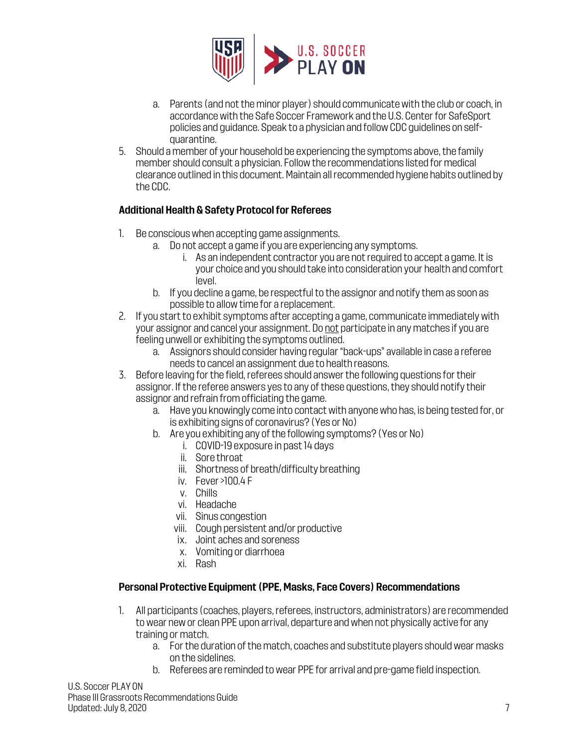a. Parents (and not the minor player) should communicate with the club or coach, in accordance with the Safe Soccer Framework and the U.S. Center for SafeSport policies and guidance. Speak to a physician and follow CDC guidelines on self-quarantine.

5. Should a member of your household be experiencing the symptoms above, the family member should consult a physician. Follow the recommendations listed for medical clearance outlined in this document. Maintain all recommended hygiene habits outlined by the CDC.

**Additional Health & Safety Protocol for Referees**

1. Be conscious when accepting game assignments.
   a. Do not accept a game if you are experiencing any symptoms.
      i. As an independent contractor you are not required to accept a game. It is your choice and you should take into consideration your health and comfort level.
   b. If you decline a game, be respectful to the assignor and notify them as soon as possible to allow time for a replacement.
2. If you start to exhibit symptoms after accepting a game, communicate immediately with your assignor and cancel your assignment. Do <u>not</u> participate in any matches if you are feeling unwell or exhibiting the symptoms outlined.
   a. Assignors should consider having regular "back-ups" available in case a referee needs to cancel an assignment due to health reasons.
3. Before leaving for the field, referees should answer the following questions for their assignor. If the referee answers yes to any of these questions, they should notify their assignor and refrain from officiating the game.
   a. Have you knowingly come into contact with anyone who has, is being tested for, or is exhibiting signs of coronavirus? (Yes or No)
   b. Are you exhibiting any of the following symptoms? (Yes or No)
      i. COVID-19 exposure in past 14 days
      ii. Sore throat
      iii. Shortness of breath/difficulty breathing
      iv. Fever >100.4 F
      v. Chills
      vi. Headache
      vii. Sinus congestion
      viii. Cough persistent and/or productive
      ix. Joint aches and soreness
      x. Vomiting or diarrhoea
      xi. Rash

**Personal Protective Equipment (PPE, Masks, Face Covers) Recommendations**

1. All participants (coaches, players, referees, instructors, administrators) are recommended to wear new or clean PPE upon arrival, departure and when not physically active for any training or match.
   a. For the duration of the match, coaches and substitute players should wear masks on the sidelines.
   b. Referees are reminded to wear PPE for arrival and pre-game field inspection.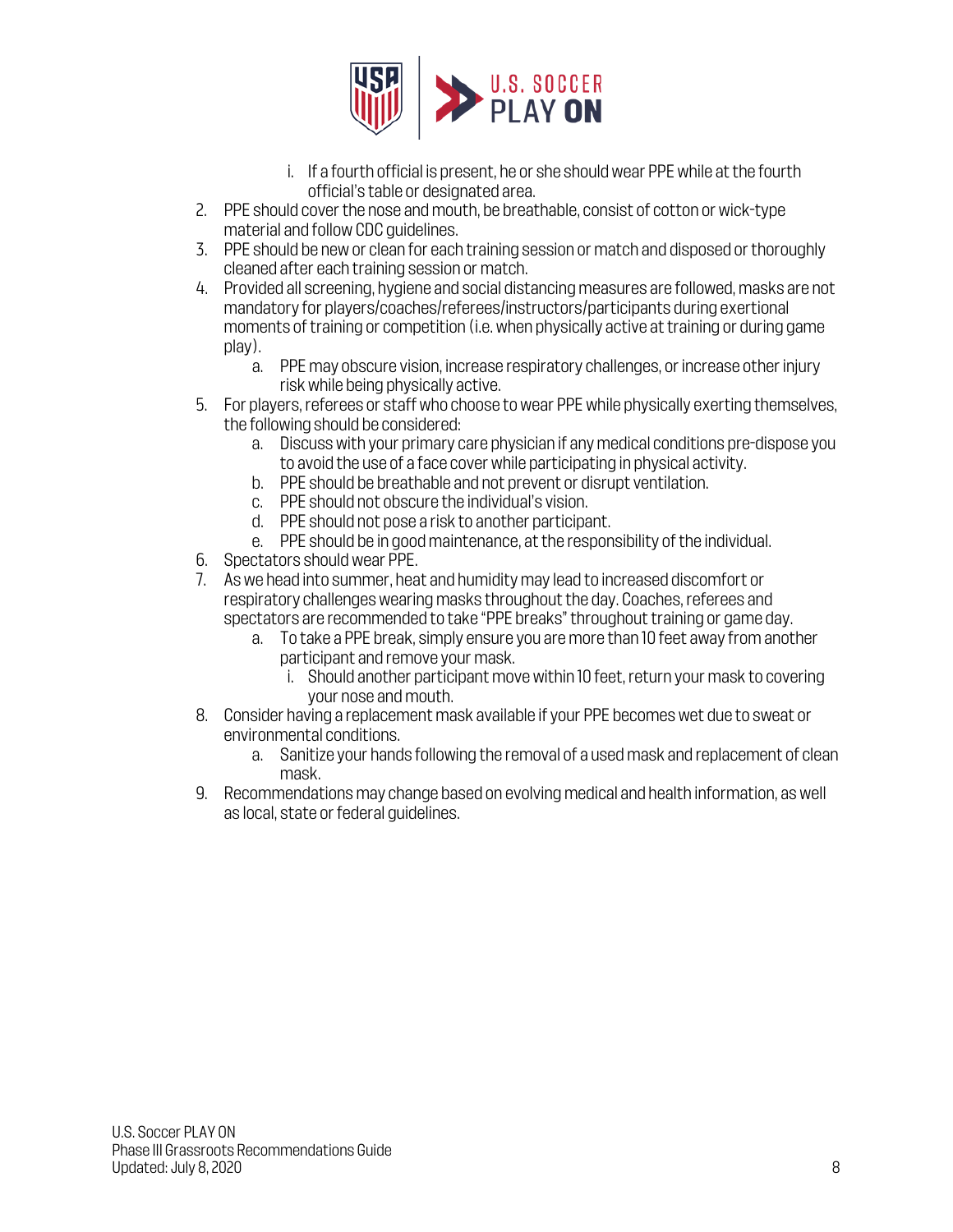i. If a fourth official is present, he or she should wear PPE while at the fourth official's table or designated area.

2. PPE should cover the nose and mouth, be breathable, consist of cotton or wick-type material and follow CDC guidelines.
3. PPE should be new or clean for each training session or match and disposed or thoroughly cleaned after each training session or match.
4. Provided all screening, hygiene and social distancing measures are followed, masks are not mandatory for players/coaches/referees/instructors/participants during exertional moments of training or competition (i.e. when physically active at training or during game play).
   a. PPE may obscure vision, increase respiratory challenges, or increase other injury risk while being physically active.
5. For players, referees or staff who choose to wear PPE while physically exerting themselves, the following should be considered:
   a. Discuss with your primary care physician if any medical conditions pre-dispose you to avoid the use of a face cover while participating in physical activity.
   b. PPE should be breathable and not prevent or disrupt ventilation.
   c. PPE should not obscure the individual's vision.
   d. PPE should not pose a risk to another participant.
   e. PPE should be in good maintenance, at the responsibility of the individual.
6. Spectators should wear PPE.
7. As we head into summer, heat and humidity may lead to increased discomfort or respiratory challenges wearing masks throughout the day. Coaches, referees and spectators are recommended to take "PPE breaks" throughout training or game day.
   a. To take a PPE break, simply ensure you are more than 10 feet away from another participant and remove your mask.
      i. Should another participant move within 10 feet, return your mask to covering your nose and mouth.
8. Consider having a replacement mask available if your PPE becomes wet due to sweat or environmental conditions.
   a. Sanitize your hands following the removal of a used mask and replacement of clean mask.
9. Recommendations may change based on evolving medical and health information, as well as local, state or federal guidelines.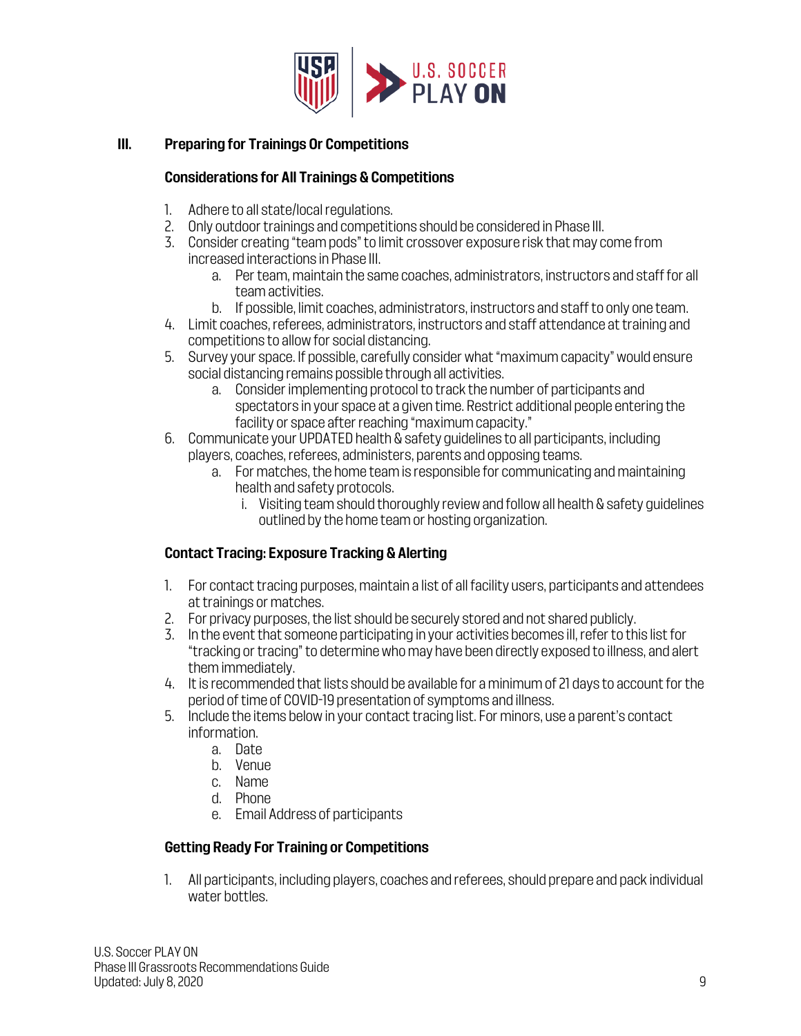## III. Preparing for Trainings Or Competitions

### Considerations for All Trainings & Competitions

1. Adhere to all state/local regulations.
2. Only outdoor trainings and competitions should be considered in Phase III.
3. Consider creating "team pods" to limit crossover exposure risk that may come from increased interactions in Phase III.
    a. Per team, maintain the same coaches, administrators, instructors and staff for all team activities.
    b. If possible, limit coaches, administrators, instructors and staff to only one team.
4. Limit coaches, referees, administrators, instructors and staff attendance at training and competitions to allow for social distancing.
5. Survey your space. If possible, carefully consider what "maximum capacity" would ensure social distancing remains possible through all activities.
    a. Consider implementing protocol to track the number of participants and spectators in your space at a given time. Restrict additional people entering the facility or space after reaching "maximum capacity."
6. Communicate your UPDATED health & safety guidelines to all participants, including players, coaches, referees, administers, parents and opposing teams.
    a. For matches, the home team is responsible for communicating and maintaining health and safety protocols.
        i. Visiting team should thoroughly review and follow all health & safety guidelines outlined by the home team or hosting organization.

### Contact Tracing: Exposure Tracking & Alerting

1. For contact tracing purposes, maintain a list of all facility users, participants and attendees at trainings or matches.
2. For privacy purposes, the list should be securely stored and not shared publicly.
3. In the event that someone participating in your activities becomes ill, refer to this list for "tracking or tracing" to determine who may have been directly exposed to illness, and alert them immediately.
4. It is recommended that lists should be available for a minimum of 21 days to account for the period of time of COVID-19 presentation of symptoms and illness.
5. Include the items below in your contact tracing list. For minors, use a parent's contact information.
    a. Date
    b. Venue
    c. Name
    d. Phone
    e. Email Address of participants

### Getting Ready For Training or Competitions

1. All participants, including players, coaches and referees, should prepare and pack individual water bottles.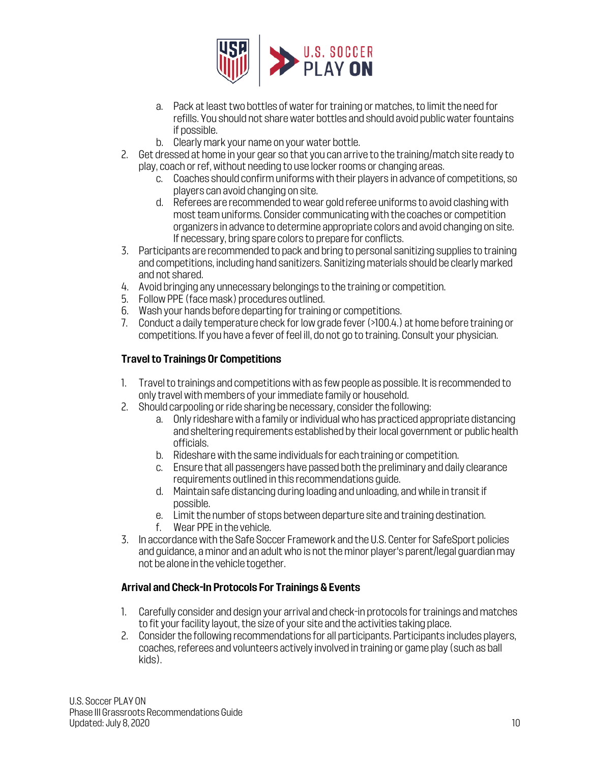a. Pack at least two bottles of water for training or matches, to limit the need for refills. You should not share water bottles and should avoid public water fountains if possible.
b. Clearly mark your name on your water bottle.

2. Get dressed at home in your gear so that you can arrive to the training/match site ready to play, coach or ref, without needing to use locker rooms or changing areas.
   c. Coaches should confirm uniforms with their players in advance of competitions, so players can avoid changing on site.
   d. Referees are recommended to wear gold referee uniforms to avoid clashing with most team uniforms. Consider communicating with the coaches or competition organizers in advance to determine appropriate colors and avoid changing on site. If necessary, bring spare colors to prepare for conflicts.
3. Participants are recommended to pack and bring to personal sanitizing supplies to training and competitions, including hand sanitizers. Sanitizing materials should be clearly marked and not shared.
4. Avoid bringing any unnecessary belongings to the training or competition.
5. Follow PPE (face mask) procedures outlined.
6. Wash your hands before departing for training or competitions.
7. Conduct a daily temperature check for low grade fever (>100.4.) at home before training or competitions. If you have a fever of feel ill, do not go to training. Consult your physician.

**Travel to Trainings Or Competitions**

1. Travel to trainings and competitions with as few people as possible. It is recommended to only travel with members of your immediate family or household.
2. Should carpooling or ride sharing be necessary, consider the following:
   a. Only rideshare with a family or individual who has practiced appropriate distancing and sheltering requirements established by their local government or public health officials.
   b. Rideshare with the same individuals for each training or competition.
   c. Ensure that all passengers have passed both the preliminary and daily clearance requirements outlined in this recommendations guide.
   d. Maintain safe distancing during loading and unloading, and while in transit if possible.
   e. Limit the number of stops between departure site and training destination.
   f. Wear PPE in the vehicle.
3. In accordance with the Safe Soccer Framework and the U.S. Center for SafeSport policies and guidance, a minor and an adult who is not the minor player's parent/legal guardian may not be alone in the vehicle together.

**Arrival and Check-In Protocols For Trainings & Events**

1. Carefully consider and design your arrival and check-in protocols for trainings and matches to fit your facility layout, the size of your site and the activities taking place.
2. Consider the following recommendations for all participants. Participants includes players, coaches, referees and volunteers actively involved in training or game play (such as ball kids).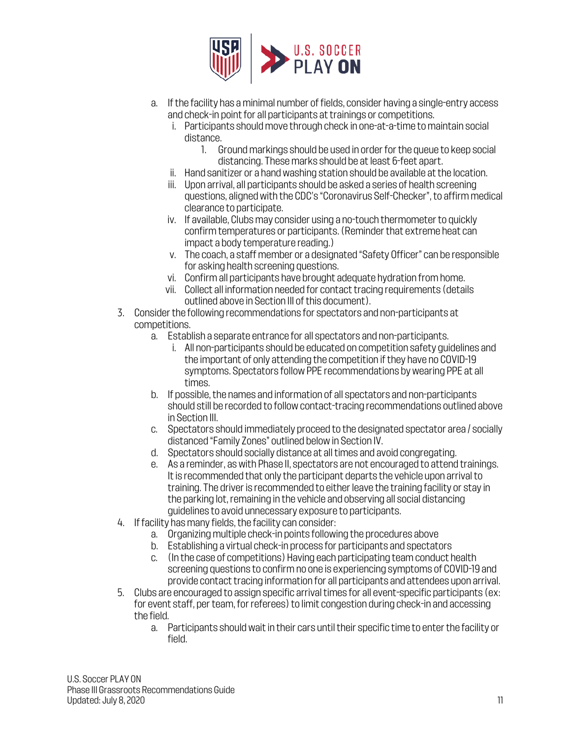a. If the facility has a minimal number of fields, consider having a single-entry access and check-in point for all participants at trainings or competitions.
      i. Participants should move through check in one-at-a-time to maintain social distance.
         1. Ground markings should be used in order for the queue to keep social distancing. These marks should be at least 6-feet apart.
      ii. Hand sanitizer or a hand washing station should be available at the location.
      iii. Upon arrival, all participants should be asked a series of health screening questions, aligned with the CDC's "Coronavirus Self-Checker", to affirm medical clearance to participate.
      iv. If available, Clubs may consider using a no-touch thermometer to quickly confirm temperatures or participants. (Reminder that extreme heat can impact a body temperature reading.)
      v. The coach, a staff member or a designated "Safety Officer" can be responsible for asking health screening questions.
      vi. Confirm all participants have brought adequate hydration from home.
      vii. Collect all information needed for contact tracing requirements (details outlined above in Section III of this document).

3. Consider the following recommendations for spectators and non-participants at competitions.
   a. Establish a separate entrance for all spectators and non-participants.
      i. All non-participants should be educated on competition safety guidelines and the important of only attending the competition if they have no COVID-19 symptoms. Spectators follow PPE recommendations by wearing PPE at all times.
   b. If possible, the names and information of all spectators and non-participants should still be recorded to follow contact-tracing recommendations outlined above in Section III.
   c. Spectators should immediately proceed to the designated spectator area / socially distanced "Family Zones" outlined below in Section IV.
   d. Spectators should socially distance at all times and avoid congregating.
   e. As a reminder, as with Phase II, spectators are not encouraged to attend trainings. It is recommended that only the participant departs the vehicle upon arrival to training. The driver is recommended to either leave the training facility or stay in the parking lot, remaining in the vehicle and observing all social distancing guidelines to avoid unnecessary exposure to participants.

4. If facility has many fields, the facility can consider:
   a. Organizing multiple check-in points following the procedures above
   b. Establishing a virtual check-in process for participants and spectators
   c. (In the case of competitions) Having each participating team conduct health screening questions to confirm no one is experiencing symptoms of COVID-19 and provide contact tracing information for all participants and attendees upon arrival.

5. Clubs are encouraged to assign specific arrival times for all event-specific participants (ex: for event staff, per team, for referees) to limit congestion during check-in and accessing the field.
   a. Participants should wait in their cars until their specific time to enter the facility or field.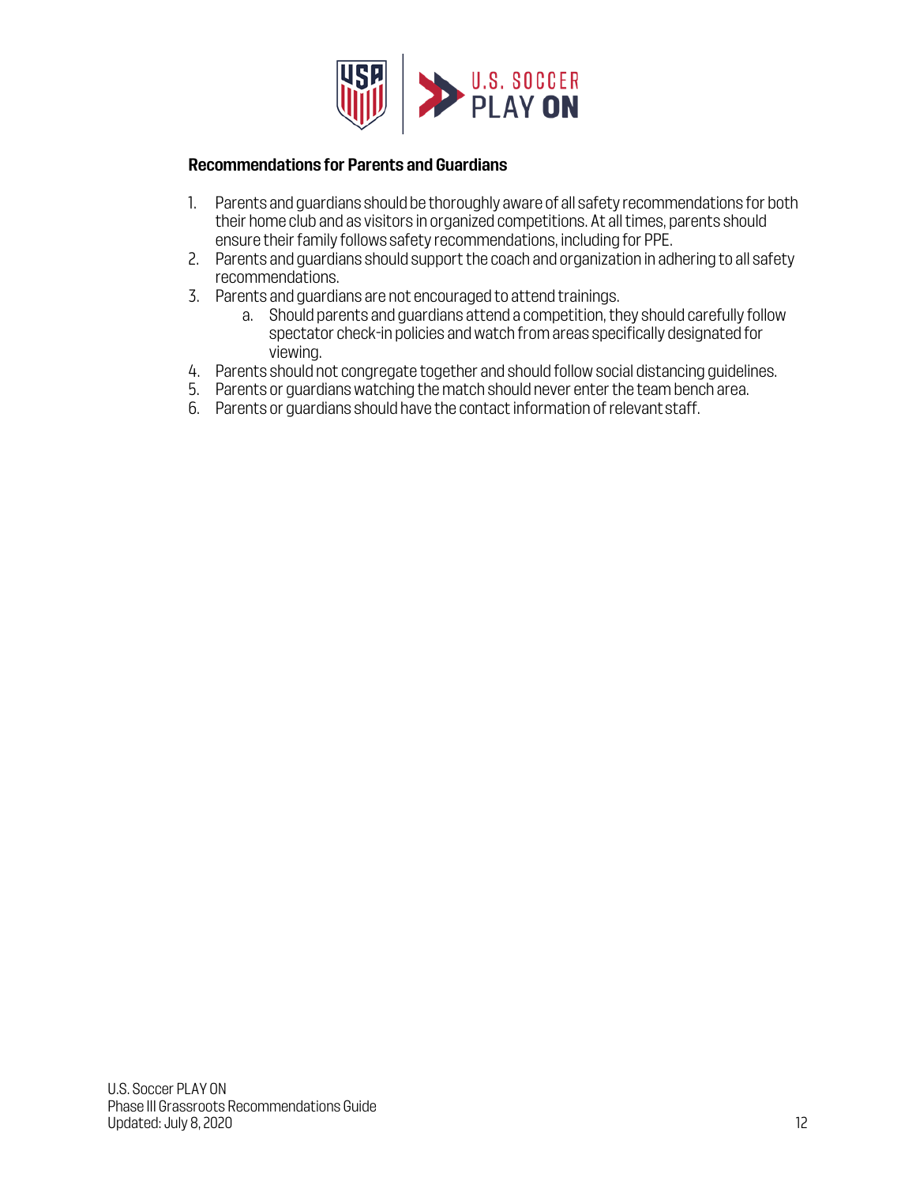**Recommendations for Parents and Guardians**

1. Parents and guardians should be thoroughly aware of all safety recommendations for both their home club and as visitors in organized competitions. At all times, parents should ensure their family follows safety recommendations, including for PPE.
2. Parents and guardians should support the coach and organization in adhering to all safety recommendations.
3. Parents and guardians are not encouraged to attend trainings.
   a. Should parents and guardians attend a competition, they should carefully follow spectator check-in policies and watch from areas specifically designated for viewing.
4. Parents should not congregate together and should follow social distancing guidelines.
5. Parents or guardians watching the match should never enter the team bench area.
6. Parents or guardians should have the contact information of relevant staff.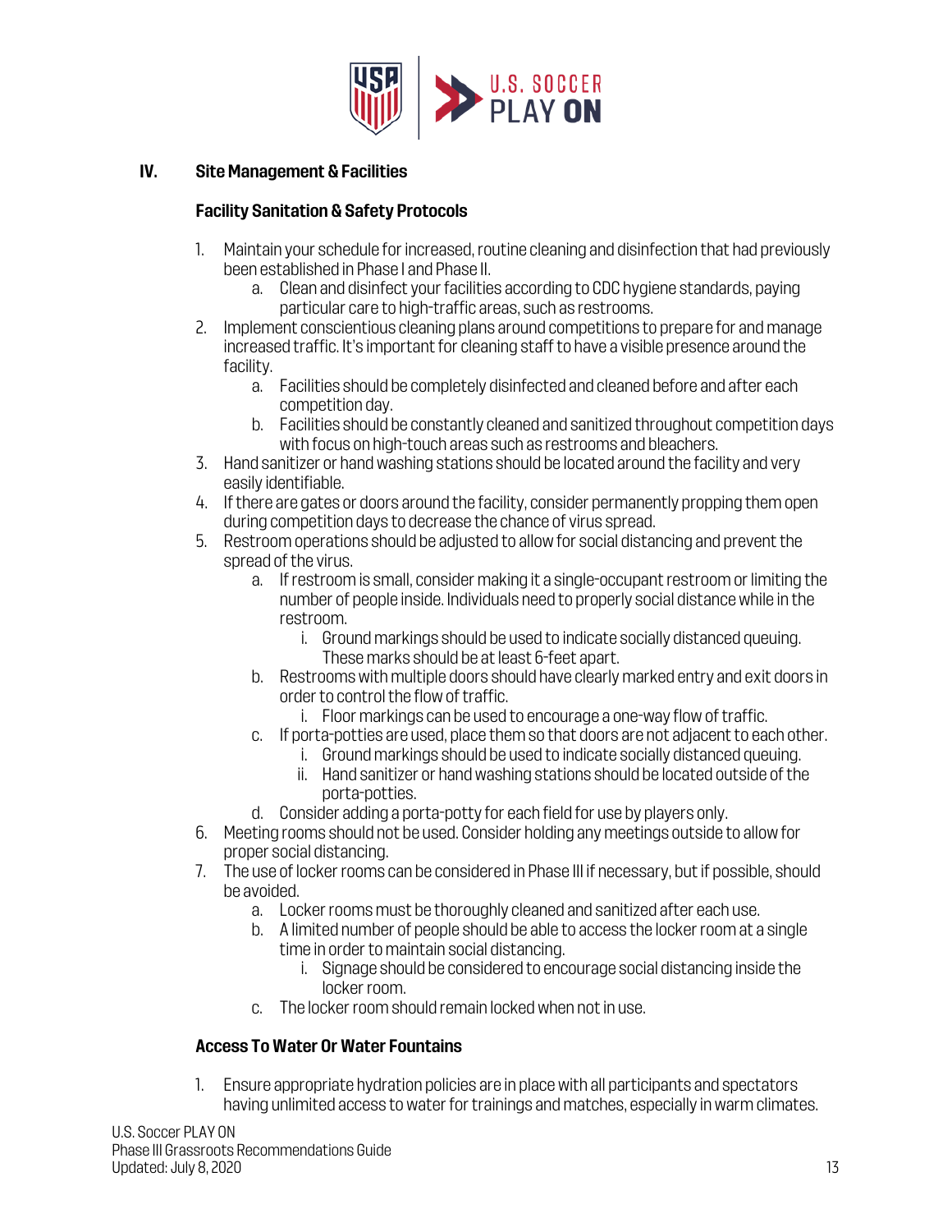## IV. Site Management & Facilities

### Facility Sanitation & Safety Protocols

1. Maintain your schedule for increased, routine cleaning and disinfection that had previously been established in Phase I and Phase II.
    a. Clean and disinfect your facilities according to CDC hygiene standards, paying particular care to high-traffic areas, such as restrooms.
2. Implement conscientious cleaning plans around competitions to prepare for and manage increased traffic. It's important for cleaning staff to have a visible presence around the facility.
    a. Facilities should be completely disinfected and cleaned before and after each competition day.
    b. Facilities should be constantly cleaned and sanitized throughout competition days with focus on high-touch areas such as restrooms and bleachers.
3. Hand sanitizer or hand washing stations should be located around the facility and very easily identifiable.
4. If there are gates or doors around the facility, consider permanently propping them open during competition days to decrease the chance of virus spread.
5. Restroom operations should be adjusted to allow for social distancing and prevent the spread of the virus.
    a. If restroom is small, consider making it a single-occupant restroom or limiting the number of people inside. Individuals need to properly social distance while in the restroom.
        i. Ground markings should be used to indicate socially distanced queuing. These marks should be at least 6-feet apart.
    b. Restrooms with multiple doors should have clearly marked entry and exit doors in order to control the flow of traffic.
        i. Floor markings can be used to encourage a one-way flow of traffic.
    c. If porta-potties are used, place them so that doors are not adjacent to each other.
        i. Ground markings should be used to indicate socially distanced queuing.
        ii. Hand sanitizer or hand washing stations should be located outside of the porta-potties.
    d. Consider adding a porta-potty for each field for use by players only.
6. Meeting rooms should not be used. Consider holding any meetings outside to allow for proper social distancing.
7. The use of locker rooms can be considered in Phase III if necessary, but if possible, should be avoided.
    a. Locker rooms must be thoroughly cleaned and sanitized after each use.
    b. A limited number of people should be able to access the locker room at a single time in order to maintain social distancing.
        i. Signage should be considered to encourage social distancing inside the locker room.
    c. The locker room should remain locked when not in use.

### Access To Water Or Water Fountains

1. Ensure appropriate hydration policies are in place with all participants and spectators having unlimited access to water for trainings and matches, especially in warm climates.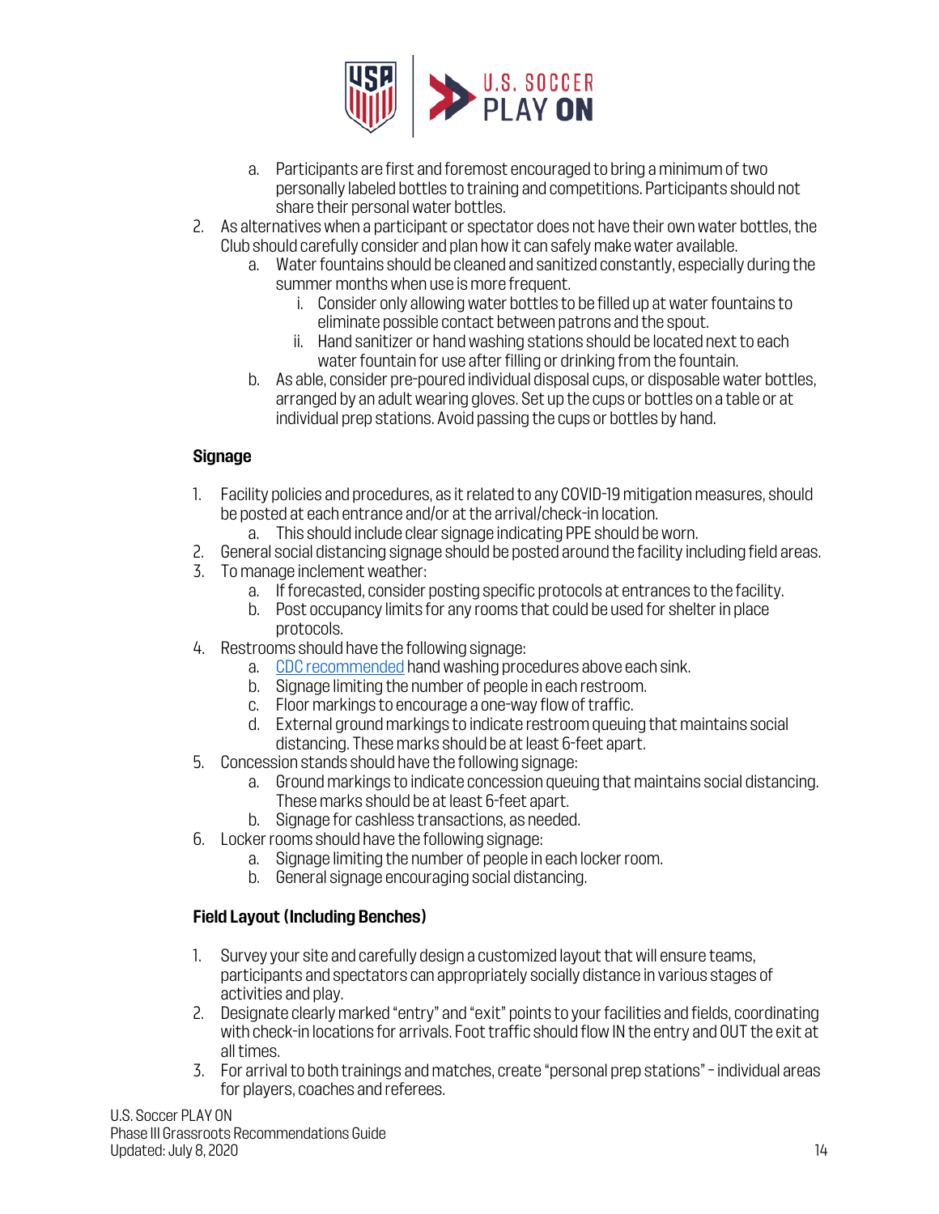a. Participants are first and foremost encouraged to bring a minimum of two personally labeled bottles to training and competitions. Participants should not share their personal water bottles.

2. As alternatives when a participant or spectator does not have their own water bottles, the Club should carefully consider and plan how it can safely make water available.
   a. Water fountains should be cleaned and sanitized constantly, especially during the summer months when use is more frequent.
      i. Consider only allowing water bottles to be filled up at water fountains to eliminate possible contact between patrons and the spout.
      ii. Hand sanitizer or hand washing stations should be located next to each water fountain for use after filling or drinking from the fountain.
   b. As able, consider pre-poured individual disposal cups, or disposable water bottles, arranged by an adult wearing gloves. Set up the cups or bottles on a table or at individual prep stations. Avoid passing the cups or bottles by hand.

**Signage**

1. Facility policies and procedures, as it related to any COVID-19 mitigation measures, should be posted at each entrance and/or at the arrival/check-in location.
   a. This should include clear signage indicating PPE should be worn.
2. General social distancing signage should be posted around the facility including field areas.
3. To manage inclement weather:
   a. If forecasted, consider posting specific protocols at entrances to the facility.
   b. Post occupancy limits for any rooms that could be used for shelter in place protocols.
4. Restrooms should have the following signage:
   a. CDC recommended hand washing procedures above each sink.
   b. Signage limiting the number of people in each restroom.
   c. Floor markings to encourage a one-way flow of traffic.
   d. External ground markings to indicate restroom queuing that maintains social distancing. These marks should be at least 6-feet apart.
5. Concession stands should have the following signage:
   a. Ground markings to indicate concession queuing that maintains social distancing. These marks should be at least 6-feet apart.
   b. Signage for cashless transactions, as needed.
6. Locker rooms should have the following signage:
   a. Signage limiting the number of people in each locker room.
   b. General signage encouraging social distancing.

**Field Layout (Including Benches)**

1. Survey your site and carefully design a customized layout that will ensure teams, participants and spectators can appropriately socially distance in various stages of activities and play.
2. Designate clearly marked "entry" and "exit" points to your facilities and fields, coordinating with check-in locations for arrivals. Foot traffic should flow IN the entry and OUT the exit at all times.
3. For arrival to both trainings and matches, create "personal prep stations" – individual areas for players, coaches and referees.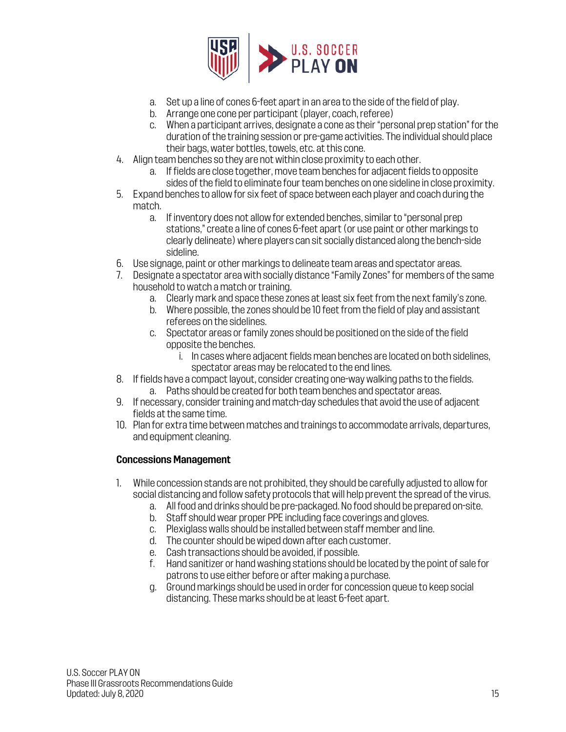a. Set up a line of cones 6-feet apart in an area to the side of the field of play.
   b. Arrange one cone per participant (player, coach, referee)
   c. When a participant arrives, designate a cone as their "personal prep station" for the duration of the training session or pre-game activities. The individual should place their bags, water bottles, towels, etc. at this cone.

4. Align team benches so they are not within close proximity to each other.
   a. If fields are close together, move team benches for adjacent fields to opposite sides of the field to eliminate four team benches on one sideline in close proximity.
5. Expand benches to allow for six feet of space between each player and coach during the match.
   a. If inventory does not allow for extended benches, similar to "personal prep stations," create a line of cones 6-feet apart (or use paint or other markings to clearly delineate) where players can sit socially distanced along the bench-side sideline.
6. Use signage, paint or other markings to delineate team areas and spectator areas.
7. Designate a spectator area with socially distance "Family Zones" for members of the same household to watch a match or training.
   a. Clearly mark and space these zones at least six feet from the next family's zone.
   b. Where possible, the zones should be 10 feet from the field of play and assistant referees on the sidelines.
   c. Spectator areas or family zones should be positioned on the side of the field opposite the benches.
      i. In cases where adjacent fields mean benches are located on both sidelines, spectator areas may be relocated to the end lines.
8. If fields have a compact layout, consider creating one-way walking paths to the fields.
   a. Paths should be created for both team benches and spectator areas.
9. If necessary, consider training and match-day schedules that avoid the use of adjacent fields at the same time.
10. Plan for extra time between matches and trainings to accommodate arrivals, departures, and equipment cleaning.

**Concessions Management**

1. While concession stands are not prohibited, they should be carefully adjusted to allow for social distancing and follow safety protocols that will help prevent the spread of the virus.
   a. All food and drinks should be pre-packaged. No food should be prepared on-site.
   b. Staff should wear proper PPE including face coverings and gloves.
   c. Plexiglass walls should be installed between staff member and line.
   d. The counter should be wiped down after each customer.
   e. Cash transactions should be avoided, if possible.
   f. Hand sanitizer or hand washing stations should be located by the point of sale for patrons to use either before or after making a purchase.
   g. Ground markings should be used in order for concession queue to keep social distancing. These marks should be at least 6-feet apart.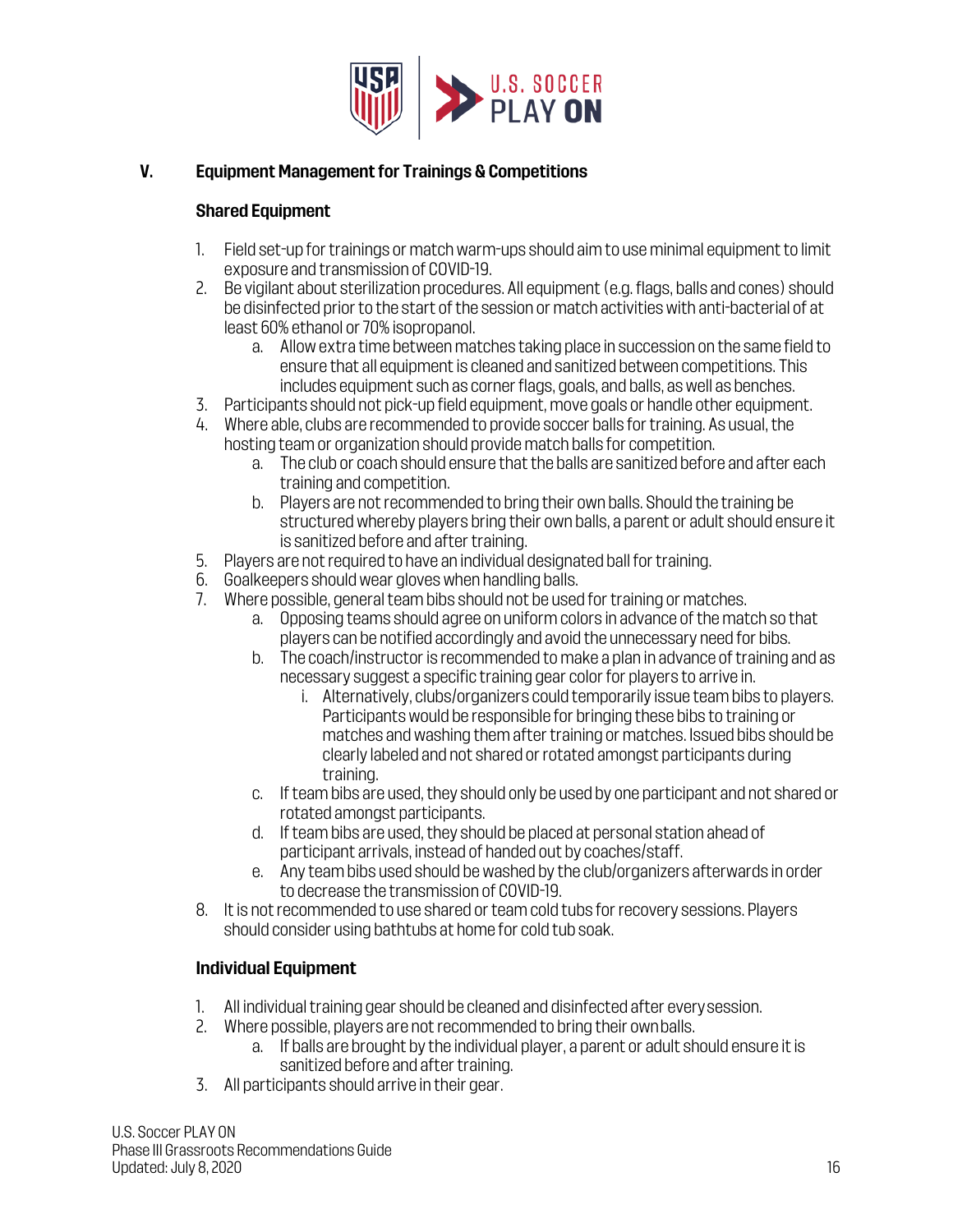## V. Equipment Management for Trainings & Competitions

### Shared Equipment

1. Field set-up for trainings or match warm-ups should aim to use minimal equipment to limit exposure and transmission of COVID-19.
2. Be vigilant about sterilization procedures. All equipment (e.g. flags, balls and cones) should be disinfected prior to the start of the session or match activities with anti-bacterial of at least 60% ethanol or 70% isopropanol.
   a. Allow extra time between matches taking place in succession on the same field to ensure that all equipment is cleaned and sanitized between competitions. This includes equipment such as corner flags, goals, and balls, as well as benches.
3. Participants should not pick-up field equipment, move goals or handle other equipment.
4. Where able, clubs are recommended to provide soccer balls for training. As usual, the hosting team or organization should provide match balls for competition.
   a. The club or coach should ensure that the balls are sanitized before and after each training and competition.
   b. Players are not recommended to bring their own balls. Should the training be structured whereby players bring their own balls, a parent or adult should ensure it is sanitized before and after training.
5. Players are not required to have an individual designated ball for training.
6. Goalkeepers should wear gloves when handling balls.
7. Where possible, general team bibs should not be used for training or matches.
   a. Opposing teams should agree on uniform colors in advance of the match so that players can be notified accordingly and avoid the unnecessary need for bibs.
   b. The coach/instructor is recommended to make a plan in advance of training and as necessary suggest a specific training gear color for players to arrive in.
      i. Alternatively, clubs/organizers could temporarily issue team bibs to players. Participants would be responsible for bringing these bibs to training or matches and washing them after training or matches. Issued bibs should be clearly labeled and not shared or rotated amongst participants during training.
   c. If team bibs are used, they should only be used by one participant and not shared or rotated amongst participants.
   d. If team bibs are used, they should be placed at personal station ahead of participant arrivals, instead of handed out by coaches/staff.
   e. Any team bibs used should be washed by the club/organizers afterwards in order to decrease the transmission of COVID-19.
8. It is not recommended to use shared or team cold tubs for recovery sessions. Players should consider using bathtubs at home for cold tub soak.

### Individual Equipment

1. All individual training gear should be cleaned and disinfected after every session.
2. Where possible, players are not recommended to bring their own balls.
   a. If balls are brought by the individual player, a parent or adult should ensure it is sanitized before and after training.
3. All participants should arrive in their gear.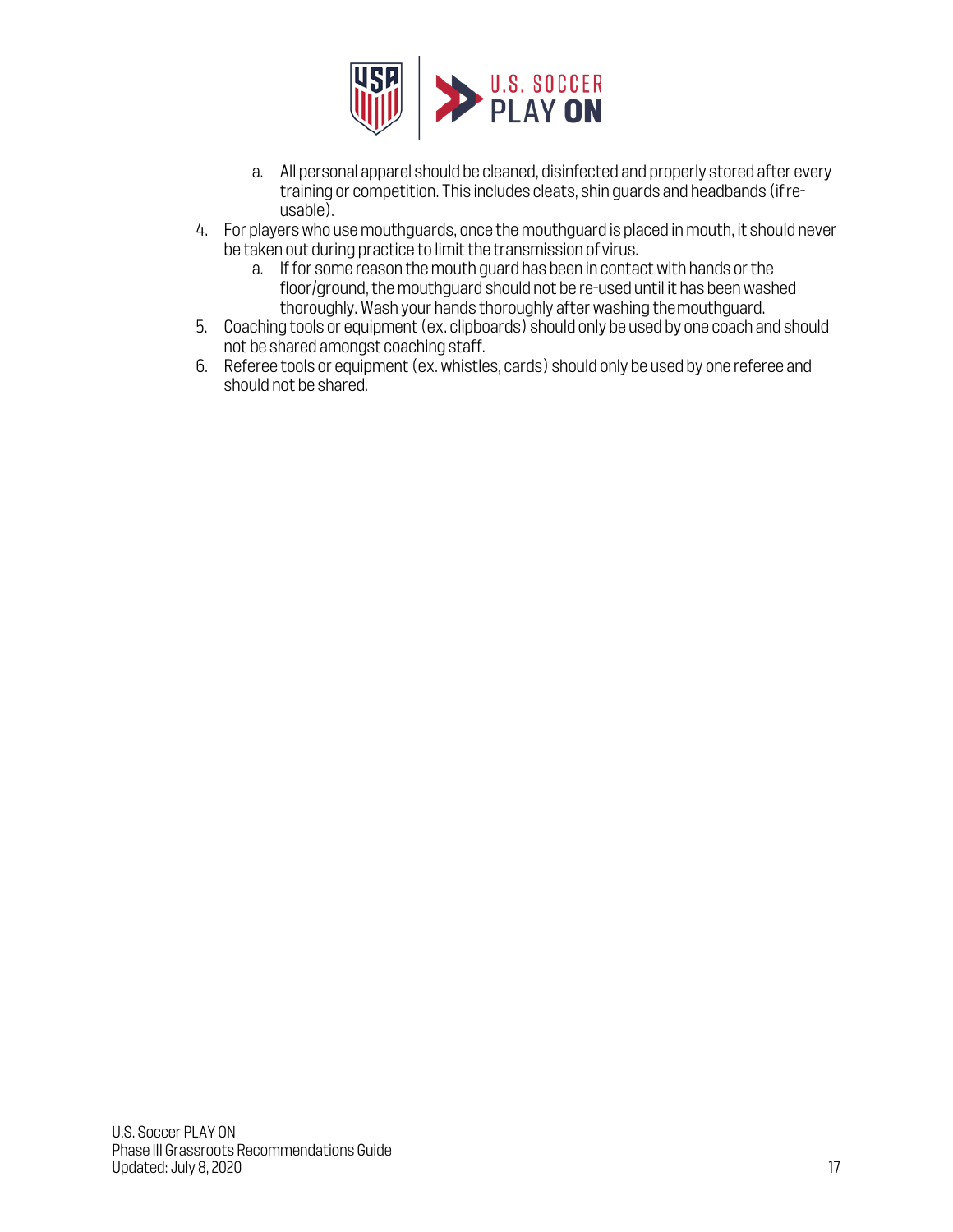a. All personal apparel should be cleaned, disinfected and properly stored after every training or competition. This includes cleats, shin guards and headbands (if re-usable).

4. For players who use mouthguards, once the mouthguard is placed in mouth, it should never be taken out during practice to limit the transmission of virus.
   a. If for some reason the mouth guard has been in contact with hands or the floor/ground, the mouthguard should not be re-used until it has been washed thoroughly. Wash your hands thoroughly after washing the mouthguard.
5. Coaching tools or equipment (ex. clipboards) should only be used by one coach and should not be shared amongst coaching staff.
6. Referee tools or equipment (ex. whistles, cards) should only be used by one referee and should not be shared.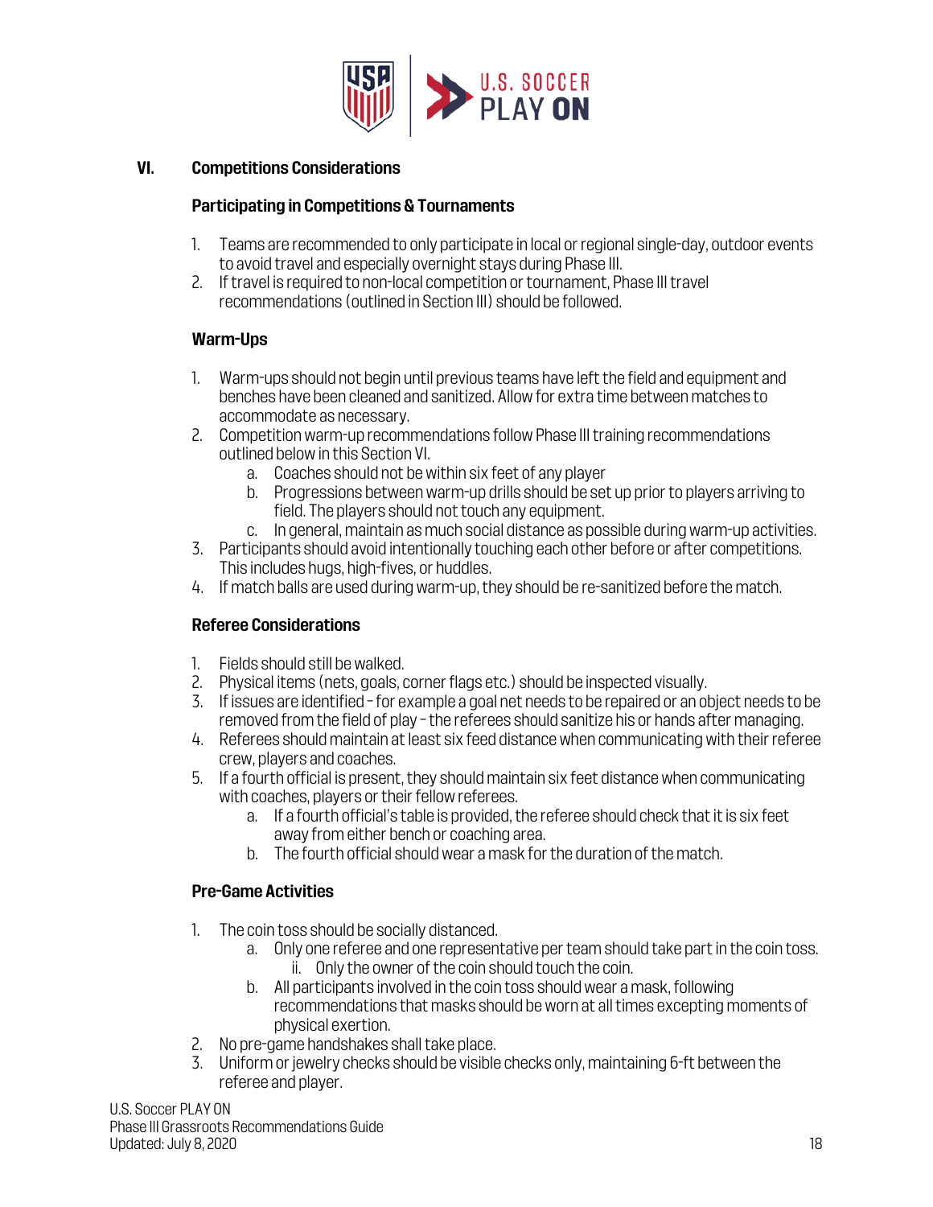## VI. Competitions Considerations

### Participating in Competitions & Tournaments

1. Teams are recommended to only participate in local or regional single-day, outdoor events to avoid travel and especially overnight stays during Phase III.
2. If travel is required to non-local competition or tournament, Phase III travel recommendations (outlined in Section III) should be followed.

### Warm-Ups

1. Warm-ups should not begin until previous teams have left the field and equipment and benches have been cleaned and sanitized. Allow for extra time between matches to accommodate as necessary.
2. Competition warm-up recommendations follow Phase III training recommendations outlined below in this Section VI.
    a. Coaches should not be within six feet of any player
    b. Progressions between warm-up drills should be set up prior to players arriving to field. The players should not touch any equipment.
    c. In general, maintain as much social distance as possible during warm-up activities.
3. Participants should avoid intentionally touching each other before or after competitions. This includes hugs, high-fives, or huddles.
4. If match balls are used during warm-up, they should be re-sanitized before the match.

### Referee Considerations

1. Fields should still be walked.
2. Physical items (nets, goals, corner flags etc.) should be inspected visually.
3. If issues are identified – for example a goal net needs to be repaired or an object needs to be removed from the field of play – the referees should sanitize his or hands after managing.
4. Referees should maintain at least six feed distance when communicating with their referee crew, players and coaches.
5. If a fourth official is present, they should maintain six feet distance when communicating with coaches, players or their fellow referees.
    a. If a fourth official's table is provided, the referee should check that it is six feet away from either bench or coaching area.
    b. The fourth official should wear a mask for the duration of the match.

### Pre-Game Activities

1. The coin toss should be socially distanced.
    a. Only one referee and one representative per team should take part in the coin toss.
        ii. Only the owner of the coin should touch the coin.
    b. All participants involved in the coin toss should wear a mask, following recommendations that masks should be worn at all times excepting moments of physical exertion.
2. No pre-game handshakes shall take place.
3. Uniform or jewelry checks should be visible checks only, maintaining 6-ft between the referee and player.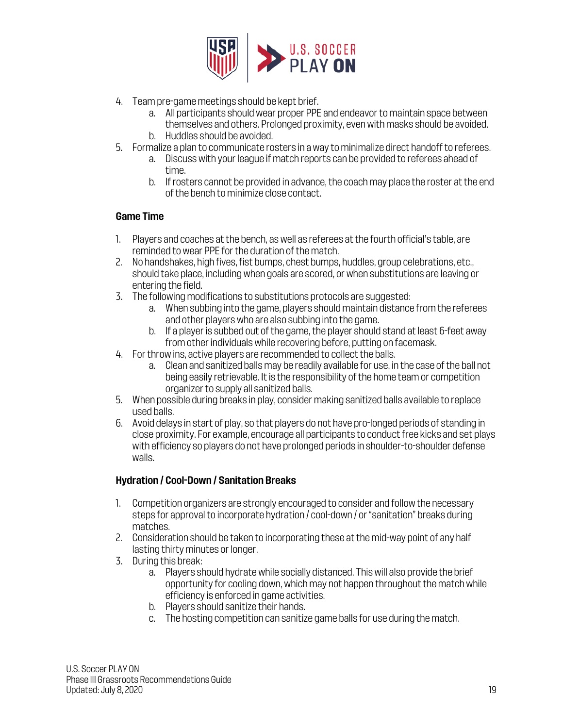4. Team pre-game meetings should be kept brief.
    a. All participants should wear proper PPE and endeavor to maintain space between themselves and others. Prolonged proximity, even with masks should be avoided.
    b. Huddles should be avoided.
5. Formalize a plan to communicate rosters in a way to minimalize direct handoff to referees.
    a. Discuss with your league if match reports can be provided to referees ahead of time.
    b. If rosters cannot be provided in advance, the coach may place the roster at the end of the bench to minimize close contact.

**Game Time**

1. Players and coaches at the bench, as well as referees at the fourth official's table, are reminded to wear PPE for the duration of the match.
2. No handshakes, high fives, fist bumps, chest bumps, huddles, group celebrations, etc., should take place, including when goals are scored, or when substitutions are leaving or entering the field.
3. The following modifications to substitutions protocols are suggested:
    a. When subbing into the game, players should maintain distance from the referees and other players who are also subbing into the game.
    b. If a player is subbed out of the game, the player should stand at least 6-feet away from other individuals while recovering before, putting on facemask.
4. For throw ins, active players are recommended to collect the balls.
    a. Clean and sanitized balls may be readily available for use, in the case of the ball not being easily retrievable. It is the responsibility of the home team or competition organizer to supply all sanitized balls.
5. When possible during breaks in play, consider making sanitized balls available to replace used balls.
6. Avoid delays in start of play, so that players do not have pro-longed periods of standing in close proximity. For example, encourage all participants to conduct free kicks and set plays with efficiency so players do not have prolonged periods in shoulder-to-shoulder defense walls.

**Hydration / Cool-Down / Sanitation Breaks**

1. Competition organizers are strongly encouraged to consider and follow the necessary steps for approval to incorporate hydration / cool-down / or "sanitation" breaks during matches.
2. Consideration should be taken to incorporating these at the mid-way point of any half lasting thirty minutes or longer.
3. During this break:
    a. Players should hydrate while socially distanced. This will also provide the brief opportunity for cooling down, which may not happen throughout the match while efficiency is enforced in game activities.
    b. Players should sanitize their hands.
    c. The hosting competition can sanitize game balls for use during the match.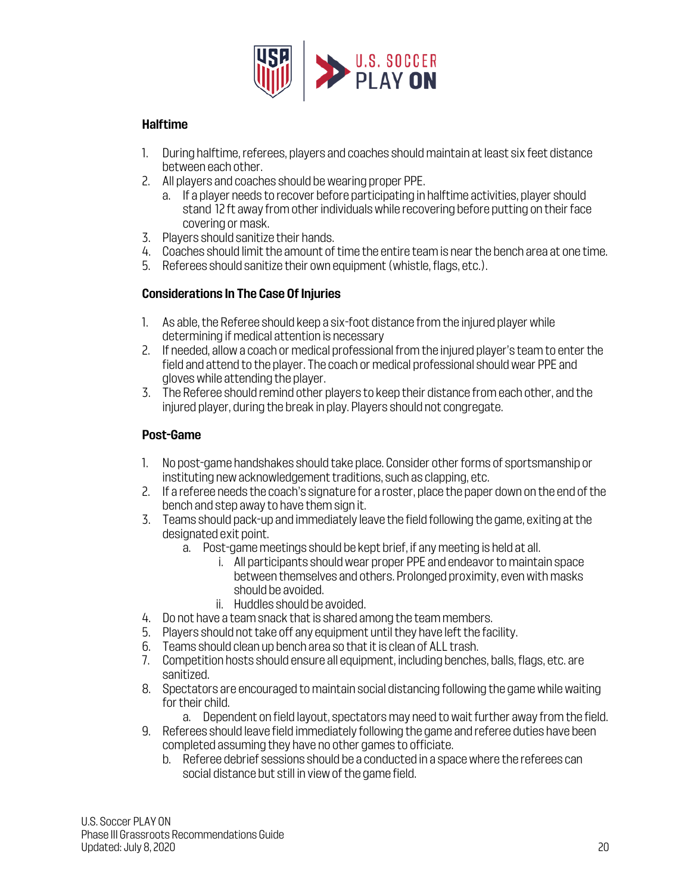### Halftime

1. During halftime, referees, players and coaches should maintain at least six feet distance between each other.
2. All players and coaches should be wearing proper PPE.
   a. If a player needs to recover before participating in halftime activities, player should stand 12 ft away from other individuals while recovering before putting on their face covering or mask.
3. Players should sanitize their hands.
4. Coaches should limit the amount of time the entire team is near the bench area at one time.
5. Referees should sanitize their own equipment (whistle, flags, etc.).

### Considerations In The Case Of Injuries

1. As able, the Referee should keep a six-foot distance from the injured player while determining if medical attention is necessary
2. If needed, allow a coach or medical professional from the injured player's team to enter the field and attend to the player. The coach or medical professional should wear PPE and gloves while attending the player.
3. The Referee should remind other players to keep their distance from each other, and the injured player, during the break in play. Players should not congregate.

### Post-Game

1. No post-game handshakes should take place. Consider other forms of sportsmanship or instituting new acknowledgement traditions, such as clapping, etc.
2. If a referee needs the coach's signature for a roster, place the paper down on the end of the bench and step away to have them sign it.
3. Teams should pack-up and immediately leave the field following the game, exiting at the designated exit point.
   a. Post-game meetings should be kept brief, if any meeting is held at all.
      i. All participants should wear proper PPE and endeavor to maintain space between themselves and others. Prolonged proximity, even with masks should be avoided.
      ii. Huddles should be avoided.
4. Do not have a team snack that is shared among the team members.
5. Players should not take off any equipment until they have left the facility.
6. Teams should clean up bench area so that it is clean of ALL trash.
7. Competition hosts should ensure all equipment, including benches, balls, flags, etc. are sanitized.
8. Spectators are encouraged to maintain social distancing following the game while waiting for their child.
   a. Dependent on field layout, spectators may need to wait further away from the field.
9. Referees should leave field immediately following the game and referee duties have been completed assuming they have no other games to officiate.
   b. Referee debrief sessions should be a conducted in a space where the referees can social distance but still in view of the game field.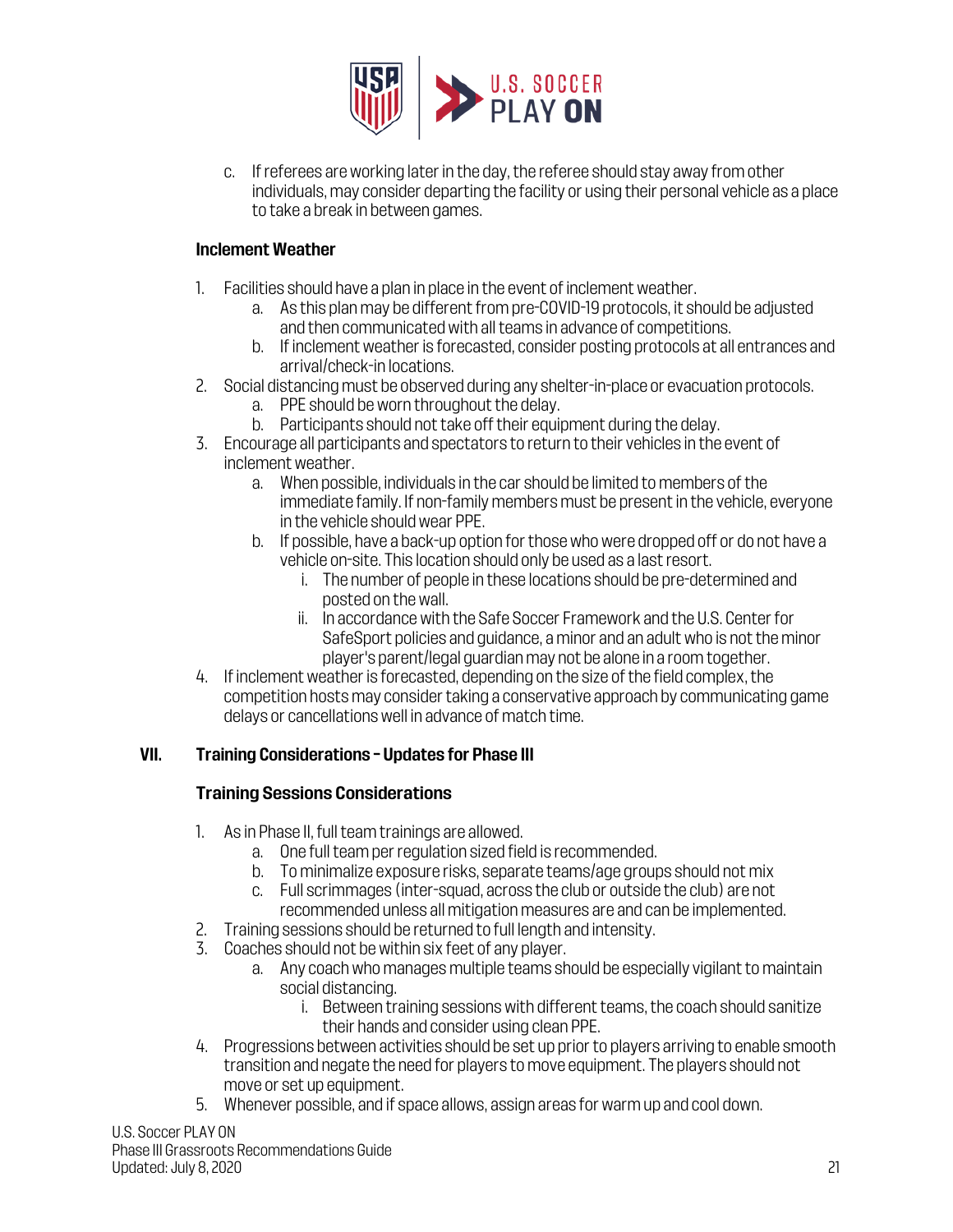c. If referees are working later in the day, the referee should stay away from other individuals, may consider departing the facility or using their personal vehicle as a place to take a break in between games.

**Inclement Weather**

1. Facilities should have a plan in place in the event of inclement weather.
    a. As this plan may be different from pre-COVID-19 protocols, it should be adjusted and then communicated with all teams in advance of competitions.
    b. If inclement weather is forecasted, consider posting protocols at all entrances and arrival/check-in locations.
2. Social distancing must be observed during any shelter-in-place or evacuation protocols.
    a. PPE should be worn throughout the delay.
    b. Participants should not take off their equipment during the delay.
3. Encourage all participants and spectators to return to their vehicles in the event of inclement weather.
    a. When possible, individuals in the car should be limited to members of the immediate family. If non-family members must be present in the vehicle, everyone in the vehicle should wear PPE.
    b. If possible, have a back-up option for those who were dropped off or do not have a vehicle on-site. This location should only be used as a last resort.
        i. The number of people in these locations should be pre-determined and posted on the wall.
        ii. In accordance with the Safe Soccer Framework and the U.S. Center for SafeSport policies and guidance, a minor and an adult who is not the minor player's parent/legal guardian may not be alone in a room together.
4. If inclement weather is forecasted, depending on the size of the field complex, the competition hosts may consider taking a conservative approach by communicating game delays or cancellations well in advance of match time.

## VII. Training Considerations – Updates for Phase III

**Training Sessions Considerations**

1. As in Phase II, full team trainings are allowed.
    a. One full team per regulation sized field is recommended.
    b. To minimalize exposure risks, separate teams/age groups should not mix
    c. Full scrimmages (inter-squad, across the club or outside the club) are not recommended unless all mitigation measures are and can be implemented.
2. Training sessions should be returned to full length and intensity.
3. Coaches should not be within six feet of any player.
    a. Any coach who manages multiple teams should be especially vigilant to maintain social distancing.
        i. Between training sessions with different teams, the coach should sanitize their hands and consider using clean PPE.
4. Progressions between activities should be set up prior to players arriving to enable smooth transition and negate the need for players to move equipment. The players should not move or set up equipment.
5. Whenever possible, and if space allows, assign areas for warm up and cool down.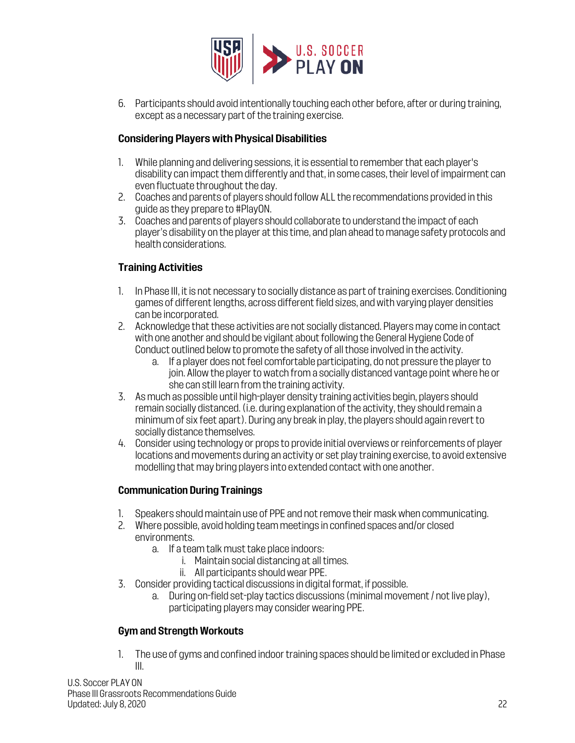6. Participants should avoid intentionally touching each other before, after or during training, except as a necessary part of the training exercise.

**Considering Players with Physical Disabilities**

1. While planning and delivering sessions, it is essential to remember that each player's disability can impact them differently and that, in some cases, their level of impairment can even fluctuate throughout the day.
2. Coaches and parents of players should follow ALL the recommendations provided in this guide as they prepare to #PlayON.
3. Coaches and parents of players should collaborate to understand the impact of each player's disability on the player at this time, and plan ahead to manage safety protocols and health considerations.

**Training Activities**

1. In Phase III, it is not necessary to socially distance as part of training exercises. Conditioning games of different lengths, across different field sizes, and with varying player densities can be incorporated.
2. Acknowledge that these activities are not socially distanced. Players may come in contact with one another and should be vigilant about following the General Hygiene Code of Conduct outlined below to promote the safety of all those involved in the activity.
    a. If a player does not feel comfortable participating, do not pressure the player to join. Allow the player to watch from a socially distanced vantage point where he or she can still learn from the training activity.
3. As much as possible until high-player density training activities begin, players should remain socially distanced. (i.e. during explanation of the activity, they should remain a minimum of six feet apart). During any break in play, the players should again revert to socially distance themselves.
4. Consider using technology or props to provide initial overviews or reinforcements of player locations and movements during an activity or set play training exercise, to avoid extensive modelling that may bring players into extended contact with one another.

**Communication During Trainings**

1. Speakers should maintain use of PPE and not remove their mask when communicating.
2. Where possible, avoid holding team meetings in confined spaces and/or closed environments.
    a. If a team talk must take place indoors:
        i. Maintain social distancing at all times.
        ii. All participants should wear PPE.
3. Consider providing tactical discussions in digital format, if possible.
    a. During on-field set-play tactics discussions (minimal movement / not live play), participating players may consider wearing PPE.

**Gym and Strength Workouts**

1. The use of gyms and confined indoor training spaces should be limited or excluded in Phase III.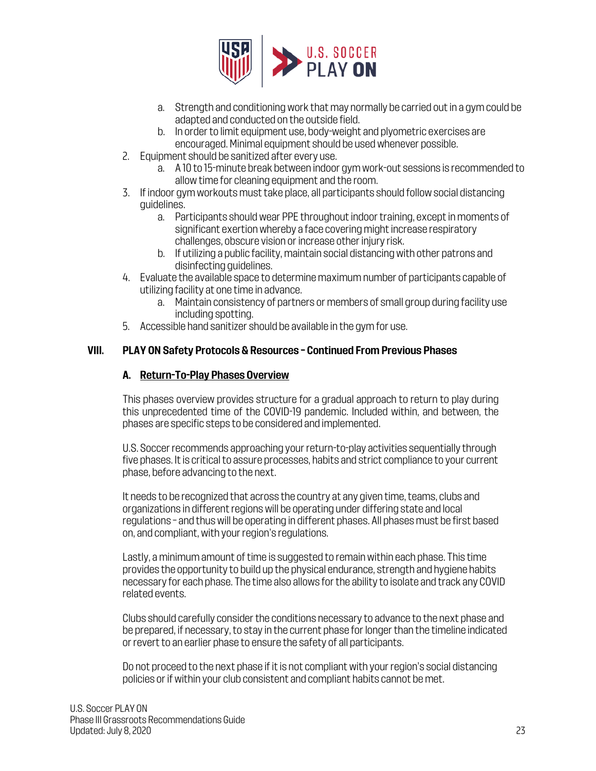a. Strength and conditioning work that may normally be carried out in a gym could be adapted and conducted on the outside field.
   b. In order to limit equipment use, body-weight and plyometric exercises are encouraged. Minimal equipment should be used whenever possible.
2. Equipment should be sanitized after every use.
   a. A 10 to 15-minute break between indoor gym work-out sessions is recommended to allow time for cleaning equipment and the room.
3. If indoor gym workouts must take place, all participants should follow social distancing guidelines.
   a. Participants should wear PPE throughout indoor training, except in moments of significant exertion whereby a face covering might increase respiratory challenges, obscure vision or increase other injury risk.
   b. If utilizing a public facility, maintain social distancing with other patrons and disinfecting guidelines.
4. Evaluate the available space to determine maximum number of participants capable of utilizing facility at one time in advance.
   a. Maintain consistency of partners or members of small group during facility use including spotting.
5. Accessible hand sanitizer should be available in the gym for use.

## VIII. PLAY ON Safety Protocols & Resources – Continued From Previous Phases

### A. Return-To-Play Phases Overview

This phases overview provides structure for a gradual approach to return to play during this unprecedented time of the COVID-19 pandemic. Included within, and between, the phases are specific steps to be considered and implemented.

U.S. Soccer recommends approaching your return-to-play activities sequentially through five phases. It is critical to assure processes, habits and strict compliance to your current phase, before advancing to the next.

It needs to be recognized that across the country at any given time, teams, clubs and organizations in different regions will be operating under differing state and local regulations – and thus will be operating in different phases. All phases must be first based on, and compliant, with your region's regulations.

Lastly, a minimum amount of time is suggested to remain within each phase. This time provides the opportunity to build up the physical endurance, strength and hygiene habits necessary for each phase. The time also allows for the ability to isolate and track any COVID related events.

Clubs should carefully consider the conditions necessary to advance to the next phase and be prepared, if necessary, to stay in the current phase for longer than the timeline indicated or revert to an earlier phase to ensure the safety of all participants.

Do not proceed to the next phase if it is not compliant with your region's social distancing policies or if within your club consistent and compliant habits cannot be met.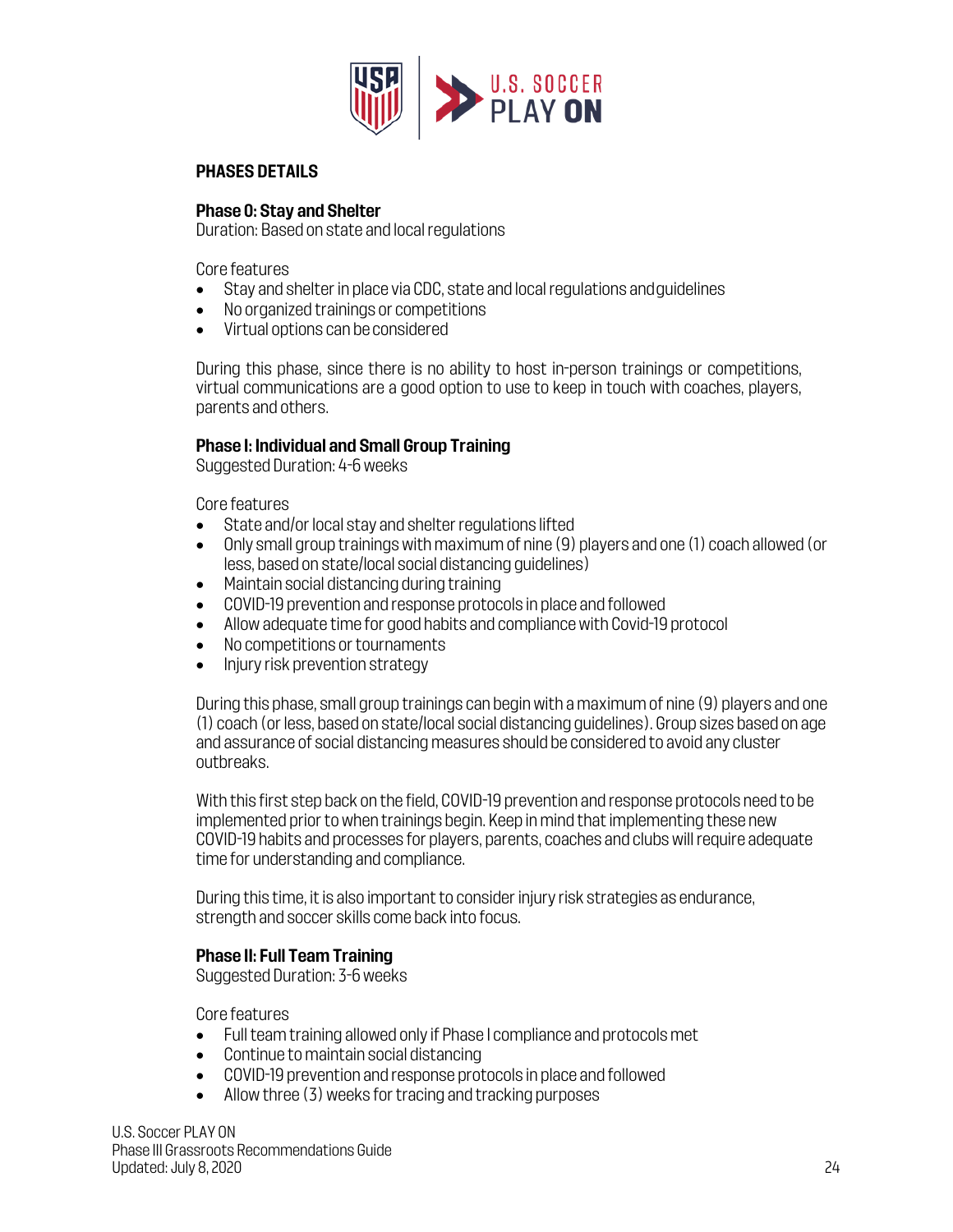**PHASES DETAILS**

**Phase 0: Stay and Shelter**
Duration: Based on state and local regulations

Core features

- Stay and shelter in place via CDC, state and local regulations and guidelines
- No organized trainings or competitions
- Virtual options can be considered

During this phase, since there is no ability to host in-person trainings or competitions, virtual communications are a good option to use to keep in touch with coaches, players, parents and others.

**Phase I: Individual and Small Group Training**
Suggested Duration: 4-6 weeks

Core features

- State and/or local stay and shelter regulations lifted
- Only small group trainings with maximum of nine (9) players and one (1) coach allowed (or less, based on state/local social distancing guidelines)
- Maintain social distancing during training
- COVID-19 prevention and response protocols in place and followed
- Allow adequate time for good habits and compliance with Covid-19 protocol
- No competitions or tournaments
- Injury risk prevention strategy

During this phase, small group trainings can begin with a maximum of nine (9) players and one (1) coach (or less, based on state/local social distancing guidelines). Group sizes based on age and assurance of social distancing measures should be considered to avoid any cluster outbreaks.

With this first step back on the field, COVID-19 prevention and response protocols need to be implemented prior to when trainings begin. Keep in mind that implementing these new COVID-19 habits and processes for players, parents, coaches and clubs will require adequate time for understanding and compliance.

During this time, it is also important to consider injury risk strategies as endurance, strength and soccer skills come back into focus.

**Phase II: Full Team Training**
Suggested Duration: 3-6 weeks

Core features

- Full team training allowed only if Phase I compliance and protocols met
- Continue to maintain social distancing
- COVID-19 prevention and response protocols in place and followed
- Allow three (3) weeks for tracing and tracking purposes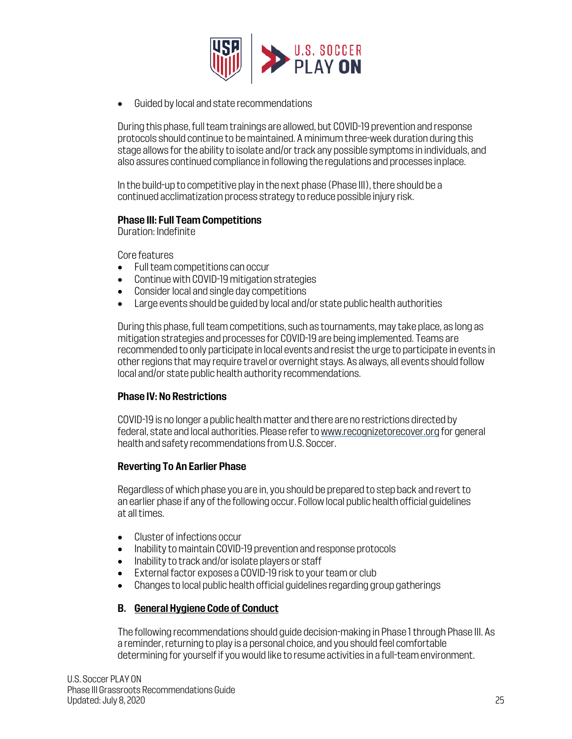- Guided by local and state recommendations

During this phase, full team trainings are allowed, but COVID-19 prevention and response protocols should continue to be maintained. A minimum three-week duration during this stage allows for the ability to isolate and/or track any possible symptoms in individuals, and also assures continued compliance in following the regulations and processes in place.

In the build-up to competitive play in the next phase (Phase III), there should be a continued acclimatization process strategy to reduce possible injury risk.

**Phase III: Full Team Competitions**
Duration: Indefinite

Core features

- Full team competitions can occur
- Continue with COVID-19 mitigation strategies
- Consider local and single day competitions
- Large events should be guided by local and/or state public health authorities

During this phase, full team competitions, such as tournaments, may take place, as long as mitigation strategies and processes for COVID-19 are being implemented. Teams are recommended to only participate in local events and resist the urge to participate in events in other regions that may require travel or overnight stays. As always, all events should follow local and/or state public health authority recommendations.

**Phase IV: No Restrictions**

COVID-19 is no longer a public health matter and there are no restrictions directed by federal, state and local authorities. Please refer to www.recognizetorecover.org for general health and safety recommendations from U.S. Soccer.

**Reverting To An Earlier Phase**

Regardless of which phase you are in, you should be prepared to step back and revert to an earlier phase if any of the following occur. Follow local public health official guidelines at all times.

- Cluster of infections occur
- Inability to maintain COVID-19 prevention and response protocols
- Inability to track and/or isolate players or staff
- External factor exposes a COVID-19 risk to your team or club
- Changes to local public health official guidelines regarding group gatherings

## B. General Hygiene Code of Conduct

The following recommendations should guide decision-making in Phase 1 through Phase III. As a reminder, returning to play is a personal choice, and you should feel comfortable determining for yourself if you would like to resume activities in a full-team environment.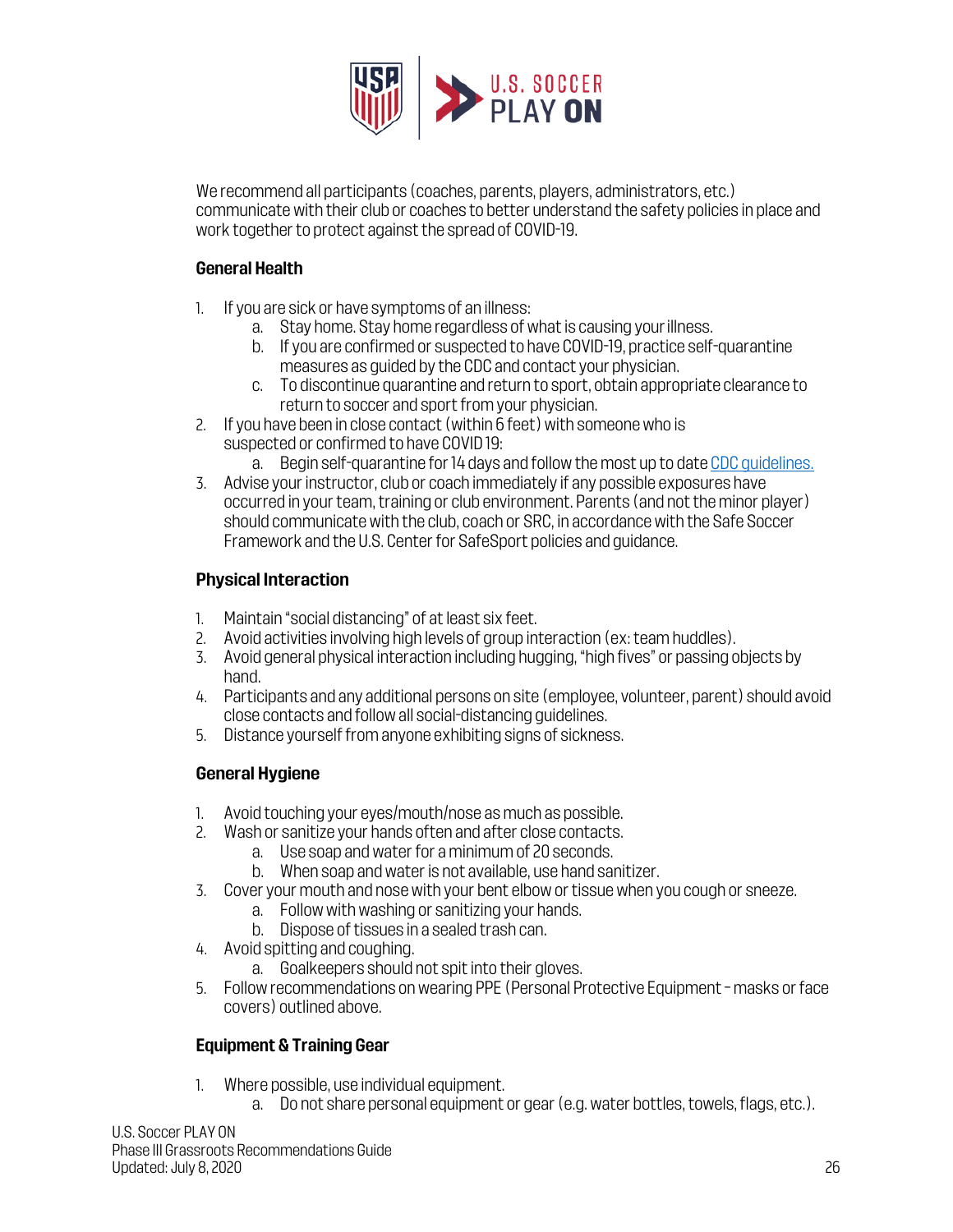We recommend all participants (coaches, parents, players, administrators, etc.) communicate with their club or coaches to better understand the safety policies in place and work together to protect against the spread of COVID-19.

**General Health**

1. If you are sick or have symptoms of an illness:
    a. Stay home. Stay home regardless of what is causing your illness.
    b. If you are confirmed or suspected to have COVID-19, practice self-quarantine measures as guided by the CDC and contact your physician.
    c. To discontinue quarantine and return to sport, obtain appropriate clearance to return to soccer and sport from your physician.
2. If you have been in close contact (within 6 feet) with someone who is suspected or confirmed to have COVID 19:
    a. Begin self-quarantine for 14 days and follow the most up to date [CDC guidelines.]
3. Advise your instructor, club or coach immediately if any possible exposures have occurred in your team, training or club environment. Parents (and not the minor player) should communicate with the club, coach or SRC, in accordance with the Safe Soccer Framework and the U.S. Center for SafeSport policies and guidance.

**Physical Interaction**

1. Maintain "social distancing" of at least six feet.
2. Avoid activities involving high levels of group interaction (ex: team huddles).
3. Avoid general physical interaction including hugging, "high fives" or passing objects by hand.
4. Participants and any additional persons on site (employee, volunteer, parent) should avoid close contacts and follow all social-distancing guidelines.
5. Distance yourself from anyone exhibiting signs of sickness.

**General Hygiene**

1. Avoid touching your eyes/mouth/nose as much as possible.
2. Wash or sanitize your hands often and after close contacts.
    a. Use soap and water for a minimum of 20 seconds.
    b. When soap and water is not available, use hand sanitizer.
3. Cover your mouth and nose with your bent elbow or tissue when you cough or sneeze.
    a. Follow with washing or sanitizing your hands.
    b. Dispose of tissues in a sealed trash can.
4. Avoid spitting and coughing.
    a. Goalkeepers should not spit into their gloves.
5. Follow recommendations on wearing PPE (Personal Protective Equipment – masks or face covers) outlined above.

**Equipment & Training Gear**

1. Where possible, use individual equipment.
    a. Do not share personal equipment or gear (e.g. water bottles, towels, flags, etc.).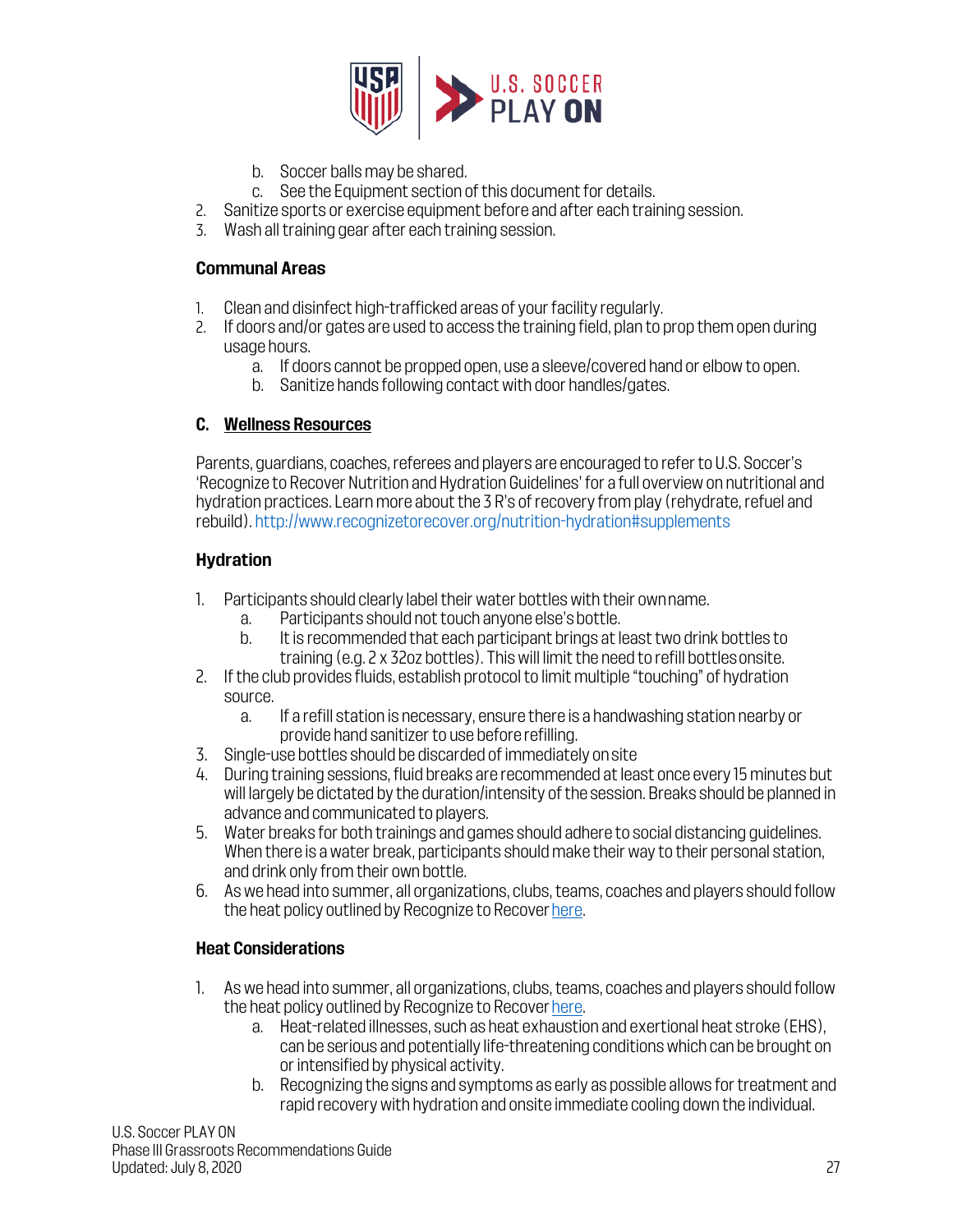b. Soccer balls may be shared.
    c. See the Equipment section of this document for details.
2. Sanitize sports or exercise equipment before and after each training session.
3. Wash all training gear after each training session.

**Communal Areas**

1. Clean and disinfect high-trafficked areas of your facility regularly.
2. If doors and/or gates are used to access the training field, plan to prop them open during usage hours.
    a. If doors cannot be propped open, use a sleeve/covered hand or elbow to open.
    b. Sanitize hands following contact with door handles/gates.

### C. Wellness Resources

Parents, guardians, coaches, referees and players are encouraged to refer to U.S. Soccer's 'Recognize to Recover Nutrition and Hydration Guidelines' for a full overview on nutritional and hydration practices. Learn more about the 3 R's of recovery from play (rehydrate, refuel and rebuild). http://www.recognizetorecover.org/nutrition-hydration#supplements

**Hydration**

1. Participants should clearly label their water bottles with their own name.
    a. Participants should not touch anyone else's bottle.
    b. It is recommended that each participant brings at least two drink bottles to training (e.g. 2 x 32oz bottles). This will limit the need to refill bottles onsite.
2. If the club provides fluids, establish protocol to limit multiple "touching" of hydration source.
    a. If a refill station is necessary, ensure there is a handwashing station nearby or provide hand sanitizer to use before refilling.
3. Single-use bottles should be discarded of immediately on site
4. During training sessions, fluid breaks are recommended at least once every 15 minutes but will largely be dictated by the duration/intensity of the session. Breaks should be planned in advance and communicated to players.
5. Water breaks for both trainings and games should adhere to social distancing guidelines. When there is a water break, participants should make their way to their personal station, and drink only from their own bottle.
6. As we head into summer, all organizations, clubs, teams, coaches and players should follow the heat policy outlined by Recognize to Recover here.

**Heat Considerations**

1. As we head into summer, all organizations, clubs, teams, coaches and players should follow the heat policy outlined by Recognize to Recover here.
    a. Heat-related illnesses, such as heat exhaustion and exertional heat stroke (EHS), can be serious and potentially life-threatening conditions which can be brought on or intensified by physical activity.
    b. Recognizing the signs and symptoms as early as possible allows for treatment and rapid recovery with hydration and onsite immediate cooling down the individual.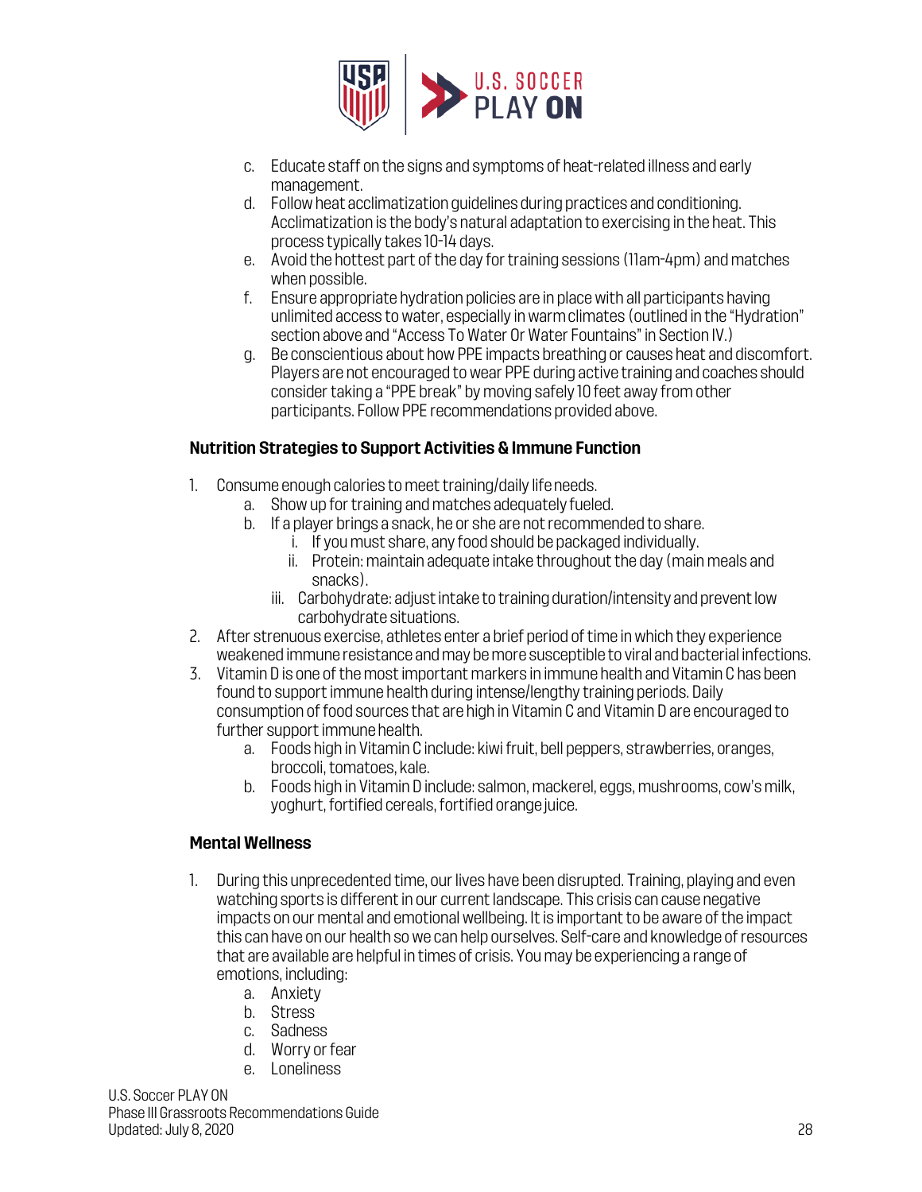c. Educate staff on the signs and symptoms of heat-related illness and early management.
d. Follow heat acclimatization guidelines during practices and conditioning. Acclimatization is the body's natural adaptation to exercising in the heat. This process typically takes 10-14 days.
e. Avoid the hottest part of the day for training sessions (11am-4pm) and matches when possible.
f. Ensure appropriate hydration policies are in place with all participants having unlimited access to water, especially in warm climates (outlined in the "Hydration" section above and "Access To Water Or Water Fountains" in Section IV.)
g. Be conscientious about how PPE impacts breathing or causes heat and discomfort. Players are not encouraged to wear PPE during active training and coaches should consider taking a "PPE break" by moving safely 10 feet away from other participants. Follow PPE recommendations provided above.

**Nutrition Strategies to Support Activities & Immune Function**

1. Consume enough calories to meet training/daily life needs.
   a. Show up for training and matches adequately fueled.
   b. If a player brings a snack, he or she are not recommended to share.
      i. If you must share, any food should be packaged individually.
      ii. Protein: maintain adequate intake throughout the day (main meals and snacks).
      iii. Carbohydrate: adjust intake to training duration/intensity and prevent low carbohydrate situations.
2. After strenuous exercise, athletes enter a brief period of time in which they experience weakened immune resistance and may be more susceptible to viral and bacterial infections.
3. Vitamin D is one of the most important markers in immune health and Vitamin C has been found to support immune health during intense/lengthy training periods. Daily consumption of food sources that are high in Vitamin C and Vitamin D are encouraged to further support immune health.
   a. Foods high in Vitamin C include: kiwi fruit, bell peppers, strawberries, oranges, broccoli, tomatoes, kale.
   b. Foods high in Vitamin D include: salmon, mackerel, eggs, mushrooms, cow's milk, yoghurt, fortified cereals, fortified orange juice.

**Mental Wellness**

1. During this unprecedented time, our lives have been disrupted. Training, playing and even watching sports is different in our current landscape. This crisis can cause negative impacts on our mental and emotional wellbeing. It is important to be aware of the impact this can have on our health so we can help ourselves. Self-care and knowledge of resources that are available are helpful in times of crisis. You may be experiencing a range of emotions, including:
   a. Anxiety
   b. Stress
   c. Sadness
   d. Worry or fear
   e. Loneliness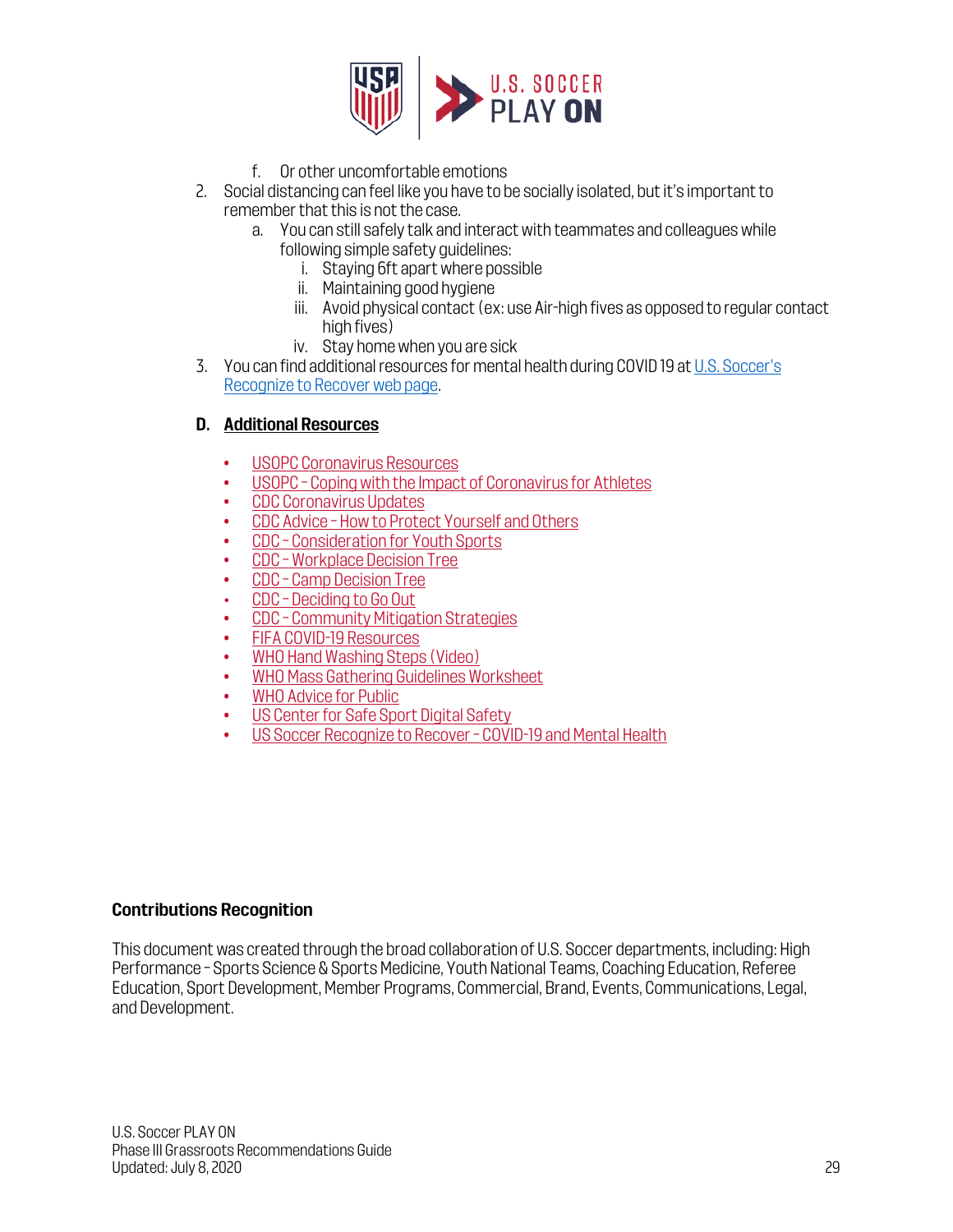f. Or other uncomfortable emotions

2. Social distancing can feel like you have to be socially isolated, but it's important to remember that this is not the case.
   a. You can still safely talk and interact with teammates and colleagues while following simple safety guidelines:
      i. Staying 6ft apart where possible
      ii. Maintaining good hygiene
      iii. Avoid physical contact (ex: use Air-high fives as opposed to regular contact high fives)
      iv. Stay home when you are sick
3. You can find additional resources for mental health during COVID 19 at U.S. Soccer's Recognize to Recover web page.

### D. Additional Resources

- USOPC Coronavirus Resources
- USOPC – Coping with the Impact of Coronavirus for Athletes
- CDC Coronavirus Updates
- CDC Advice – How to Protect Yourself and Others
- CDC – Consideration for Youth Sports
- CDC – Workplace Decision Tree
- CDC – Camp Decision Tree
- CDC – Deciding to Go Out
- CDC – Community Mitigation Strategies
- FIFA COVID-19 Resources
- WHO Hand Washing Steps (Video)
- WHO Mass Gathering Guidelines Worksheet
- WHO Advice for Public
- US Center for Safe Sport Digital Safety
- US Soccer Recognize to Recover – COVID-19 and Mental Health

**Contributions Recognition**

This document was created through the broad collaboration of U.S. Soccer departments, including: High Performance – Sports Science & Sports Medicine, Youth National Teams, Coaching Education, Referee Education, Sport Development, Member Programs, Commercial, Brand, Events, Communications, Legal, and Development.